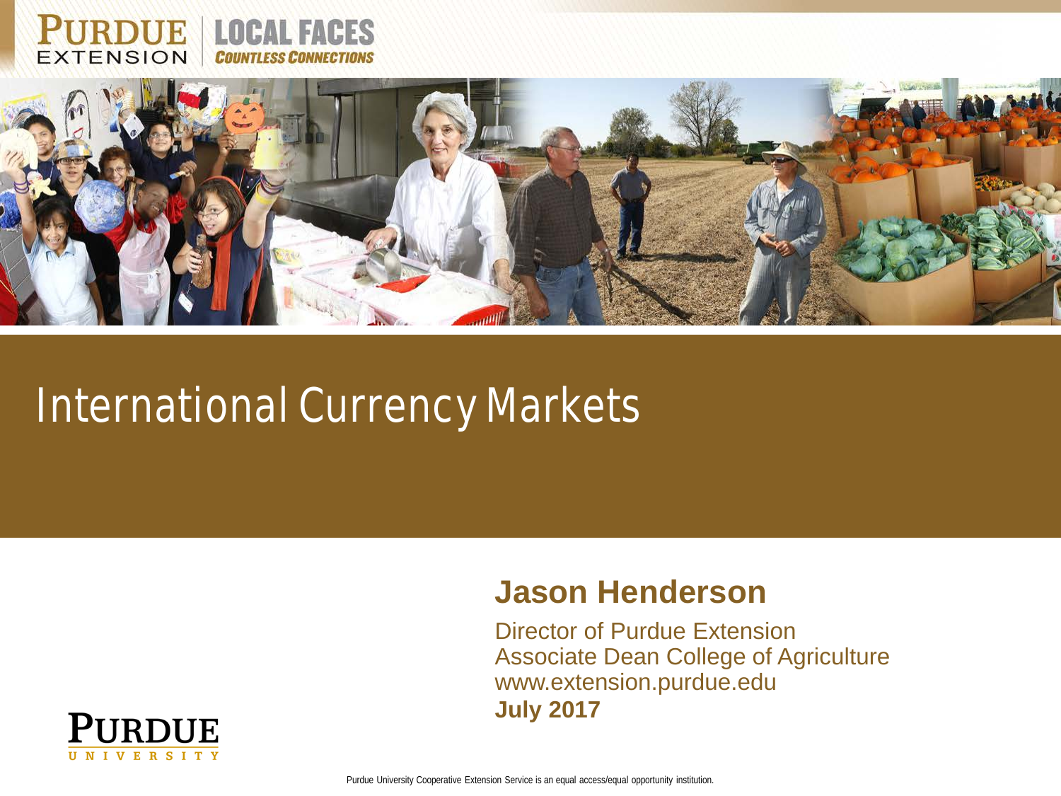PURDUE EXTENSION | LOCAL FACES *COUNTLESS CONNECTIONS*

# International Currency Markets

**Jason Henderson**

Director of Purdue Extension
Associate Dean College of Agriculture
www.extension.purdue.edu
**July 2017**

PURDUE UNIVERSITY

Purdue University Cooperative Extension Service is an equal access/equal opportunity institution.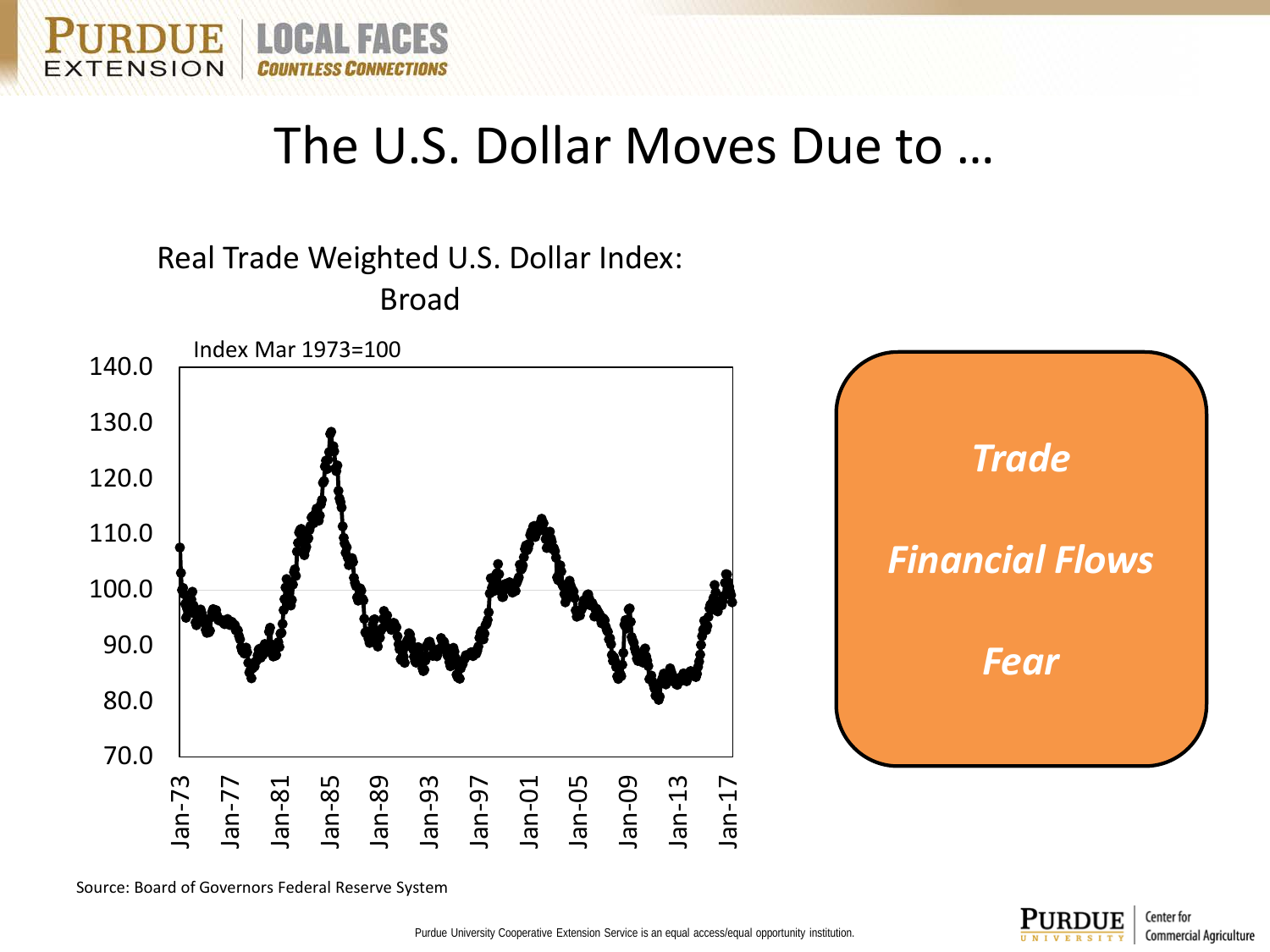# The U.S. Dollar Moves Due to …

Real Trade Weighted U.S. Dollar Index: Broad

Index Mar 1973=100

140.0
130.0
120.0
110.0
100.0
90.0
80.0
70.0

Jan-73
Jan-77
Jan-81
Jan-85
Jan-89
Jan-93
Jan-97
Jan-01
Jan-05
Jan-09
Jan-13
Jan-17

*Trade*

*Financial Flows*

*Fear*

Source: Board of Governors Federal Reserve System

Purdue University Cooperative Extension Service is an equal access/equal opportunity institution.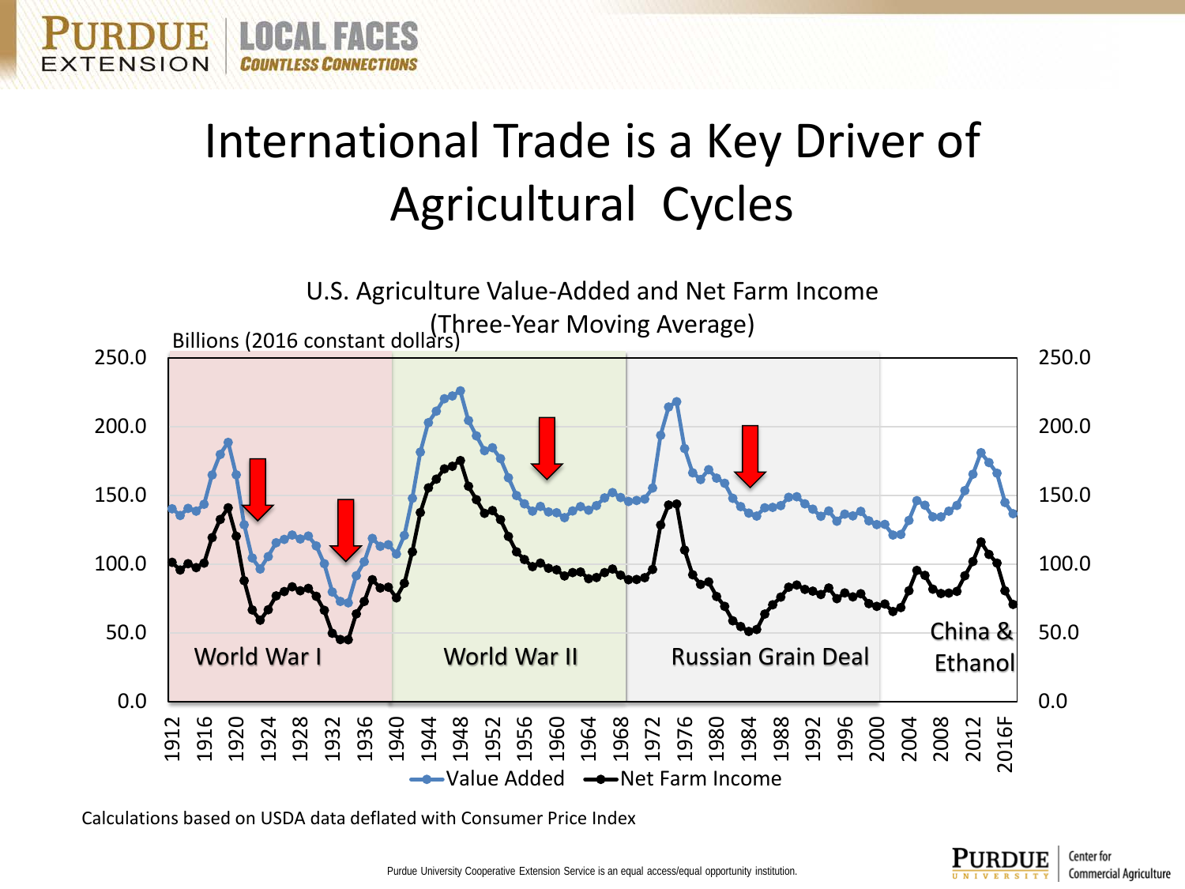# International Trade is a Key Driver of Agricultural Cycles

U.S. Agriculture Value-Added and Net Farm Income
(Three-Year Moving Average)

Billions (2016 constant dollars)

250.0
200.0
150.0
100.0
50.0
0.0

World War I
World War II
Russian Grain Deal
China & Ethanol

1912 1916 1920 1924 1928 1932 1936 1940 1944 1948 1952 1956 1960 1964 1968 1972 1976 1980 1984 1988 1992 1996 2000 2004 2008 2012 2016F

Value Added
Net Farm Income

Calculations based on USDA data deflated with Consumer Price Index

Purdue University Cooperative Extension Service is an equal access/equal opportunity institution.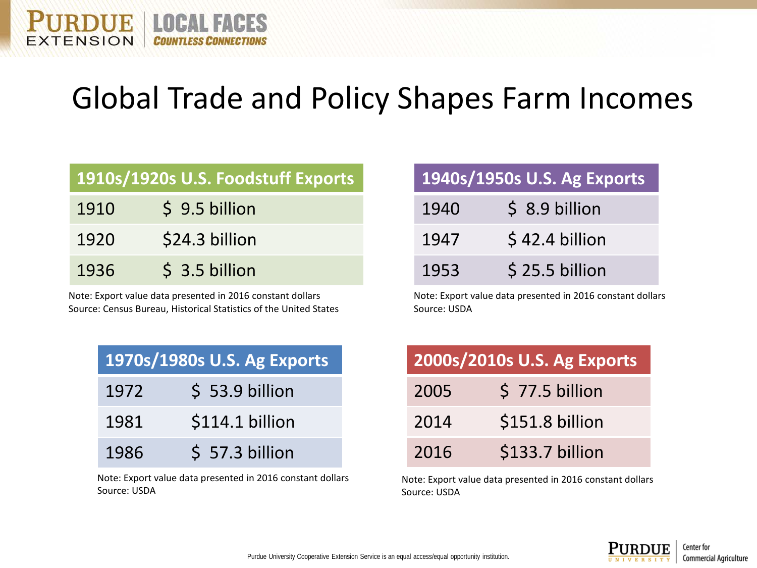# Global Trade and Policy Shapes Farm Incomes

| 1910s/1920s U.S. Foodstuff Exports | |
|---|---|
| 1910 | $ 9.5 billion |
| 1920 | $24.3 billion |
| 1936 | $ 3.5 billion |

Note: Export value data presented in 2016 constant dollars
Source: Census Bureau, Historical Statistics of the United States

| 1940s/1950s U.S. Ag Exports | |
|---|---|
| 1940 | $ 8.9 billion |
| 1947 | $ 42.4 billion |
| 1953 | $ 25.5 billion |

Note: Export value data presented in 2016 constant dollars
Source: USDA

| 1970s/1980s U.S. Ag Exports | |
|---|---|
| 1972 | $ 53.9 billion |
| 1981 | $114.1 billion |
| 1986 | $ 57.3 billion |

Note: Export value data presented in 2016 constant dollars
Source: USDA

| 2000s/2010s U.S. Ag Exports | |
|---|---|
| 2005 | $ 77.5 billion |
| 2014 | $151.8 billion |
| 2016 | $133.7 billion |

Note: Export value data presented in 2016 constant dollars
Source: USDA

Purdue University Cooperative Extension Service is an equal access/equal opportunity institution.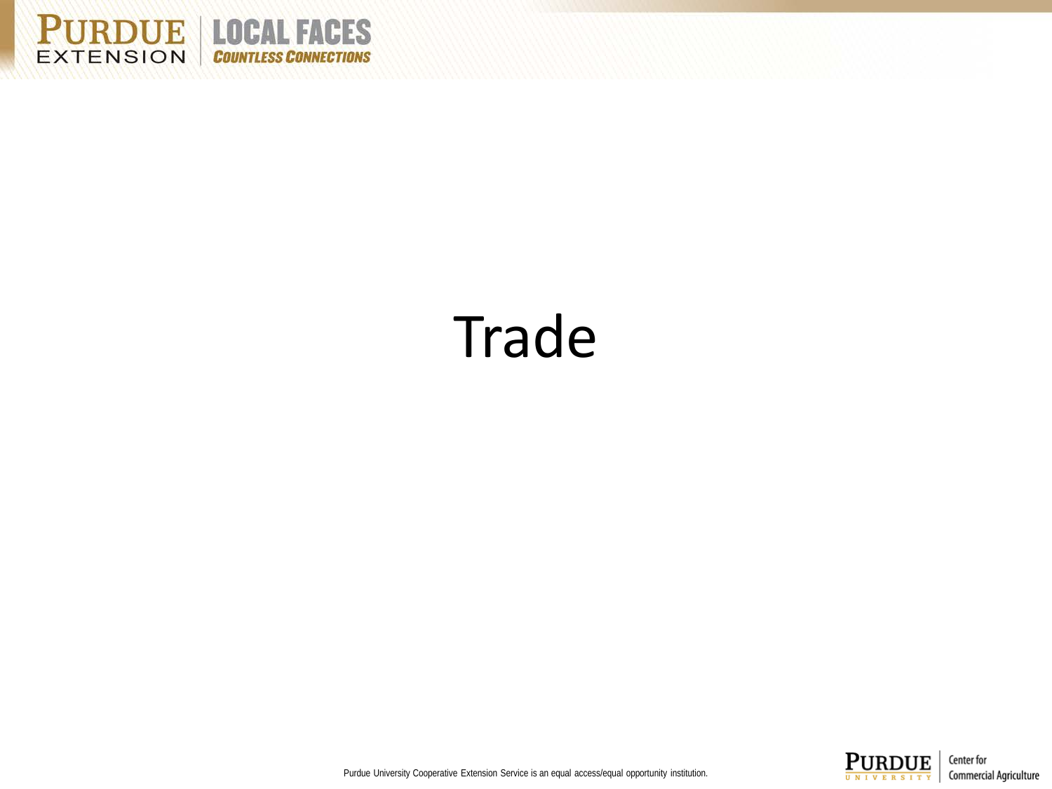# Trade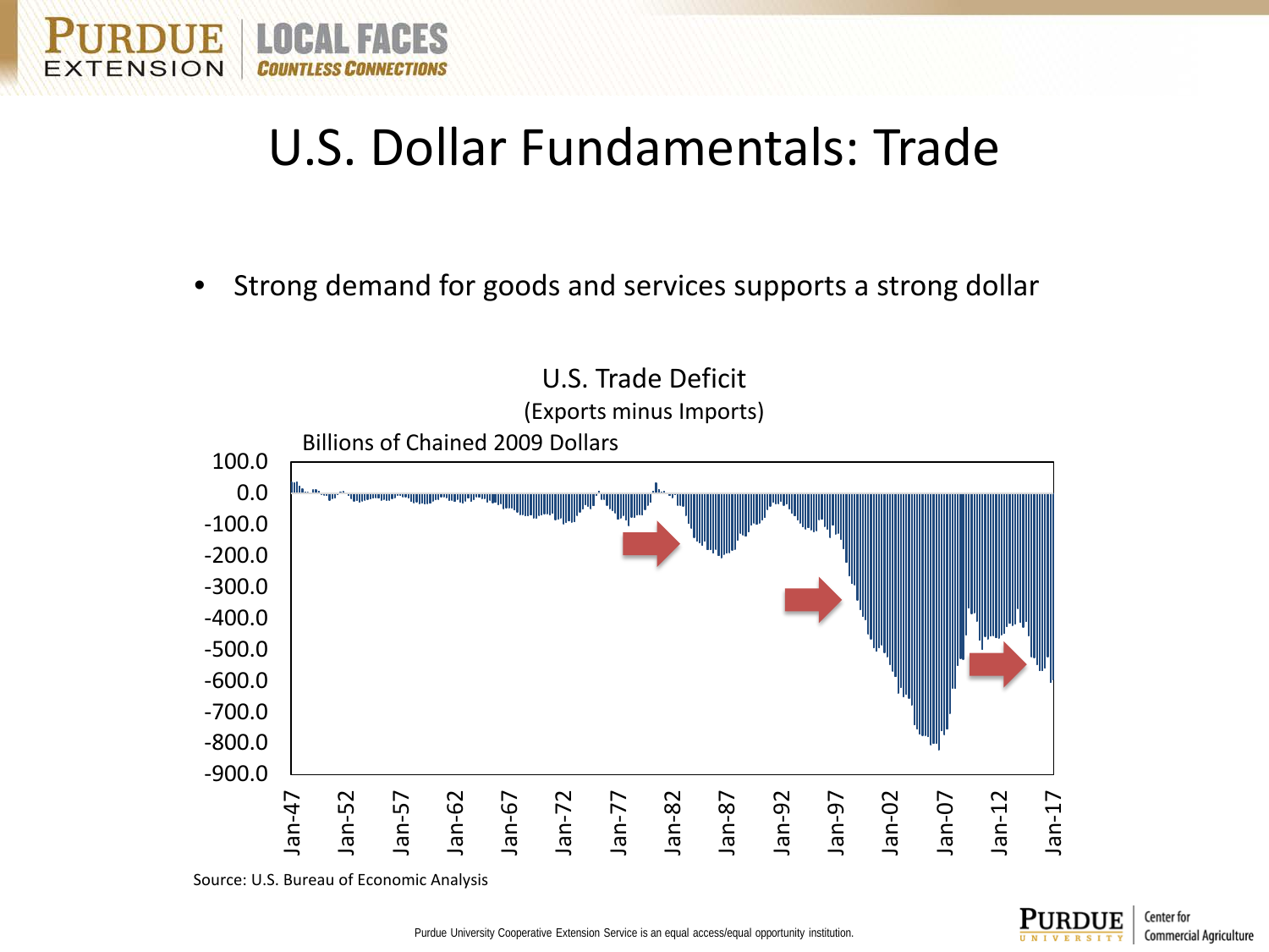# U.S. Dollar Fundamentals: Trade

- Strong demand for goods and services supports a strong dollar

U.S. Trade Deficit

(Exports minus Imports)

Billions of Chained 2009 Dollars

100.0
0.0
-100.0
-200.0
-300.0
-400.0
-500.0
-600.0
-700.0
-800.0
-900.0

Jan-47 Jan-52 Jan-57 Jan-62 Jan-67 Jan-72 Jan-77 Jan-82 Jan-87 Jan-92 Jan-97 Jan-02 Jan-07 Jan-12 Jan-17

Source: U.S. Bureau of Economic Analysis

Purdue University Cooperative Extension Service is an equal access/equal opportunity institution.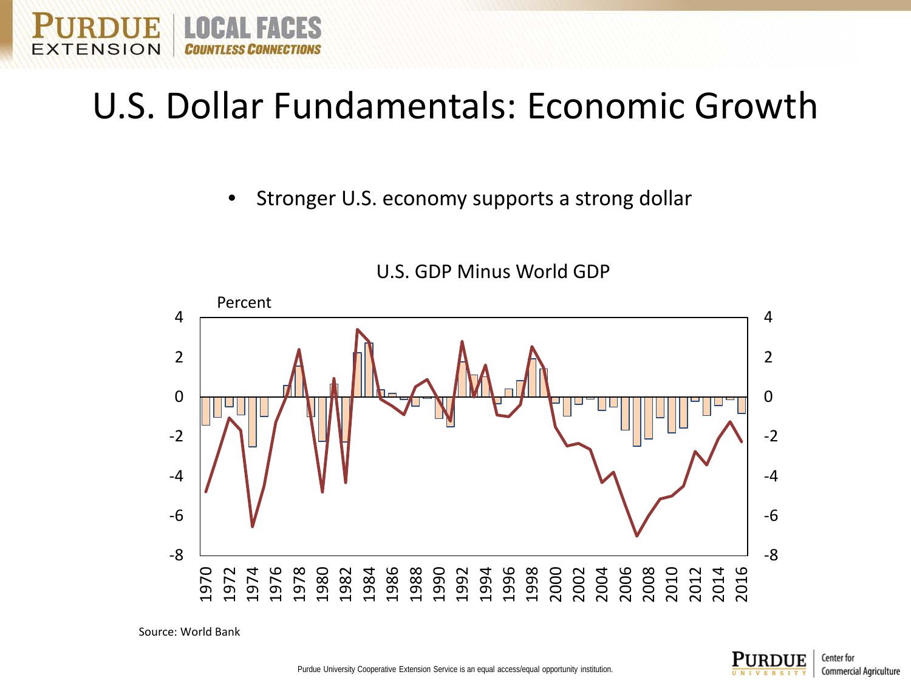# U.S. Dollar Fundamentals: Economic Growth

- Stronger U.S. economy supports a strong dollar

U.S. GDP Minus World GDP

Percent

4
2
0
-2
-4
-6
-8

1970
1972
1974
1976
1978
1980
1982
1984
1986
1988
1990
1992
1994
1996
1998
2000
2002
2004
2006
2008
2010
2012
2014
2016

Source: World Bank

Purdue University Cooperative Extension Service is an equal access/equal opportunity institution.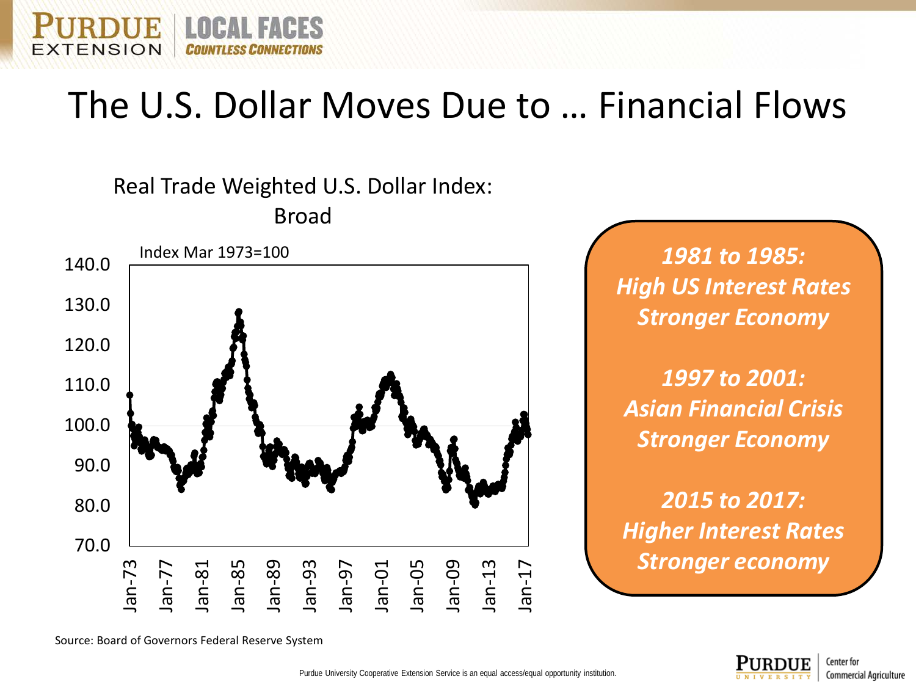# The U.S. Dollar Moves Due to … Financial Flows

Real Trade Weighted U.S. Dollar Index: Broad

Index Mar 1973=100

Source: Board of Governors Federal Reserve System

***1981 to 1985:***
***High US Interest Rates***
***Stronger Economy***

***1997 to 2001:***
***Asian Financial Crisis***
***Stronger Economy***

***2015 to 2017:***
***Higher Interest Rates***
***Stronger economy***

Purdue University Cooperative Extension Service is an equal access/equal opportunity institution.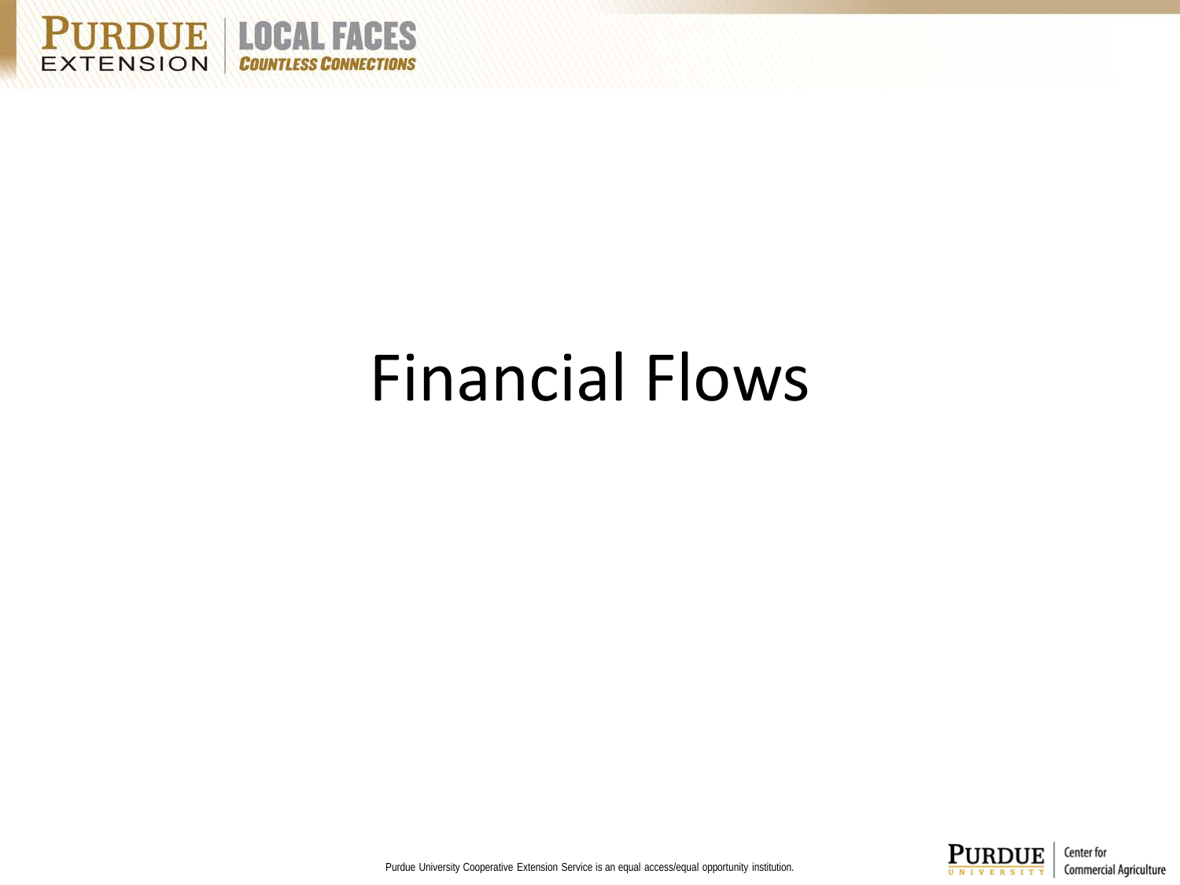# Financial Flows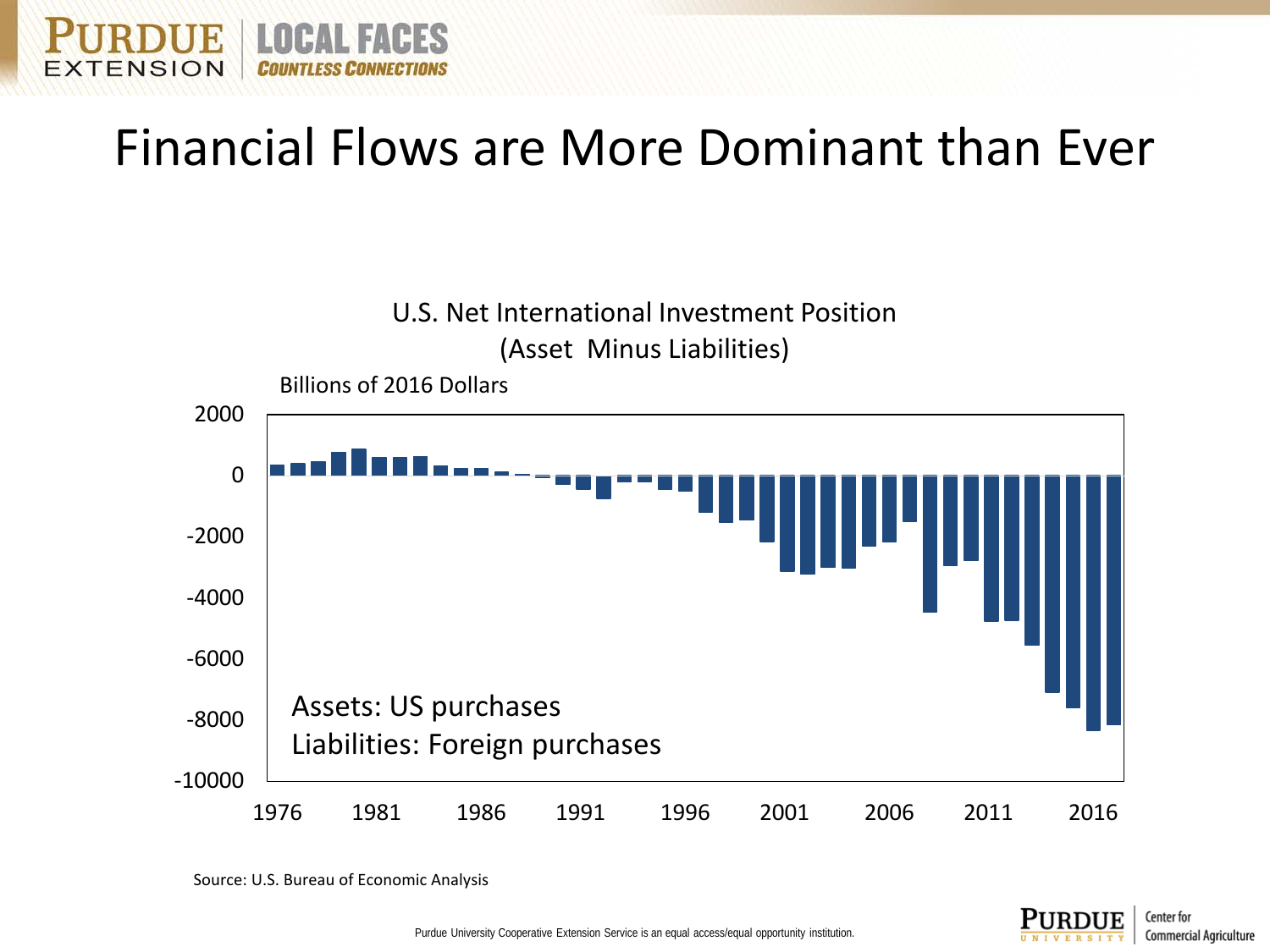# Financial Flows are More Dominant than Ever

U.S. Net International Investment Position
(Asset Minus Liabilities)

Billions of 2016 Dollars

2000
0
-2000
-4000
-6000
-8000
-10000

1976
1981
1986
1991
1996
2001
2006
2011
2016

Assets: US purchases
Liabilities: Foreign purchases

Source: U.S. Bureau of Economic Analysis

Purdue University Cooperative Extension Service is an equal access/equal opportunity institution.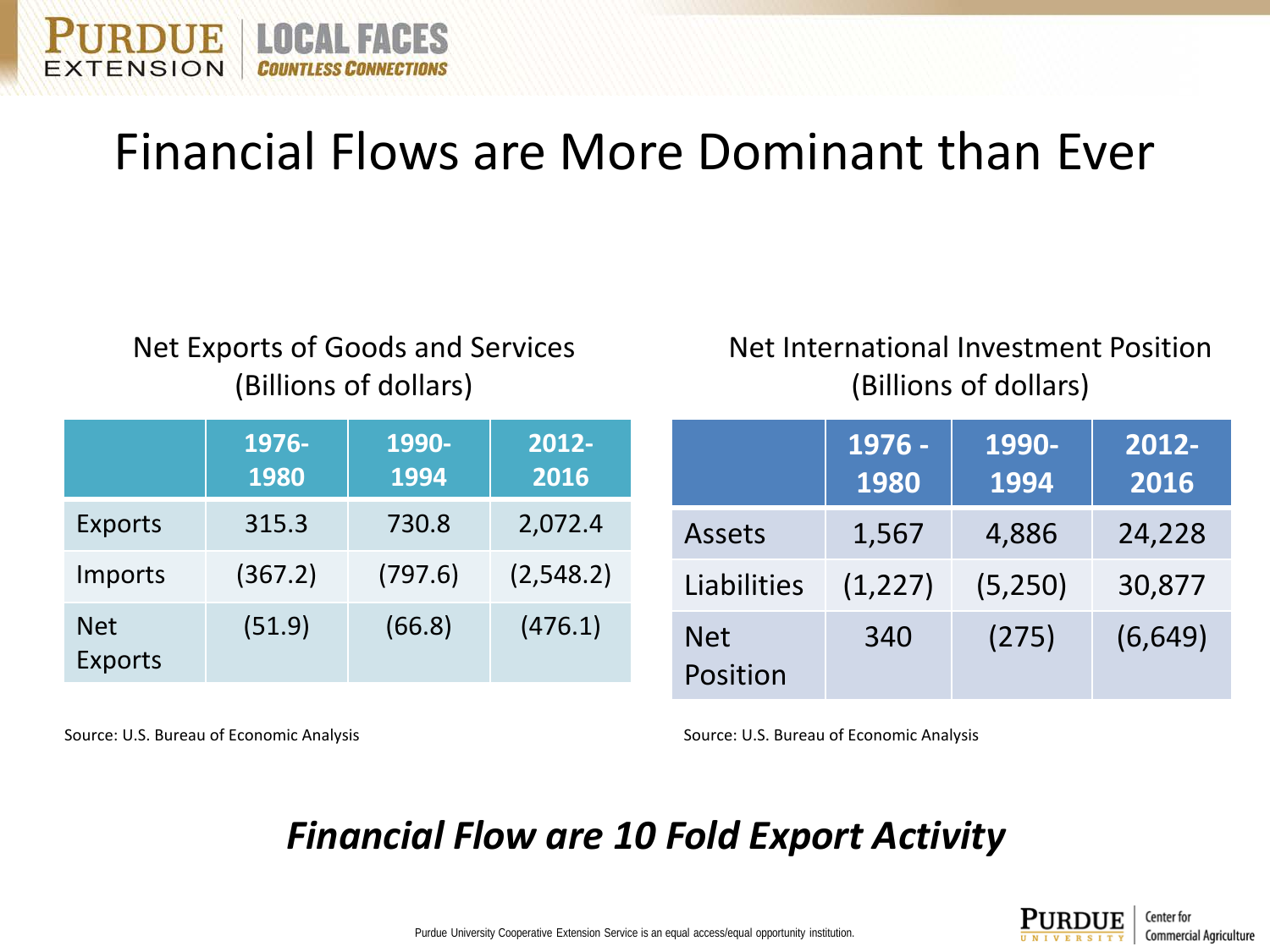# Financial Flows are More Dominant than Ever

Net Exports of Goods and Services
(Billions of dollars)

| | 1976-1980 | 1990-1994 | 2012-2016 |
|---|---|---|---|
| Exports | 315.3 | 730.8 | 2,072.4 |
| Imports | (367.2) | (797.6) | (2,548.2) |
| Net Exports | (51.9) | (66.8) | (476.1) |

Source: U.S. Bureau of Economic Analysis

Net International Investment Position
(Billions of dollars)

| | 1976 - 1980 | 1990-1994 | 2012-2016 |
|---|---|---|---|
| Assets | 1,567 | 4,886 | 24,228 |
| Liabilities | (1,227) | (5,250) | 30,877 |
| Net Position | 340 | (275) | (6,649) |

Source: U.S. Bureau of Economic Analysis

***Financial Flow are 10 Fold Export Activity***

Purdue University Cooperative Extension Service is an equal access/equal opportunity institution.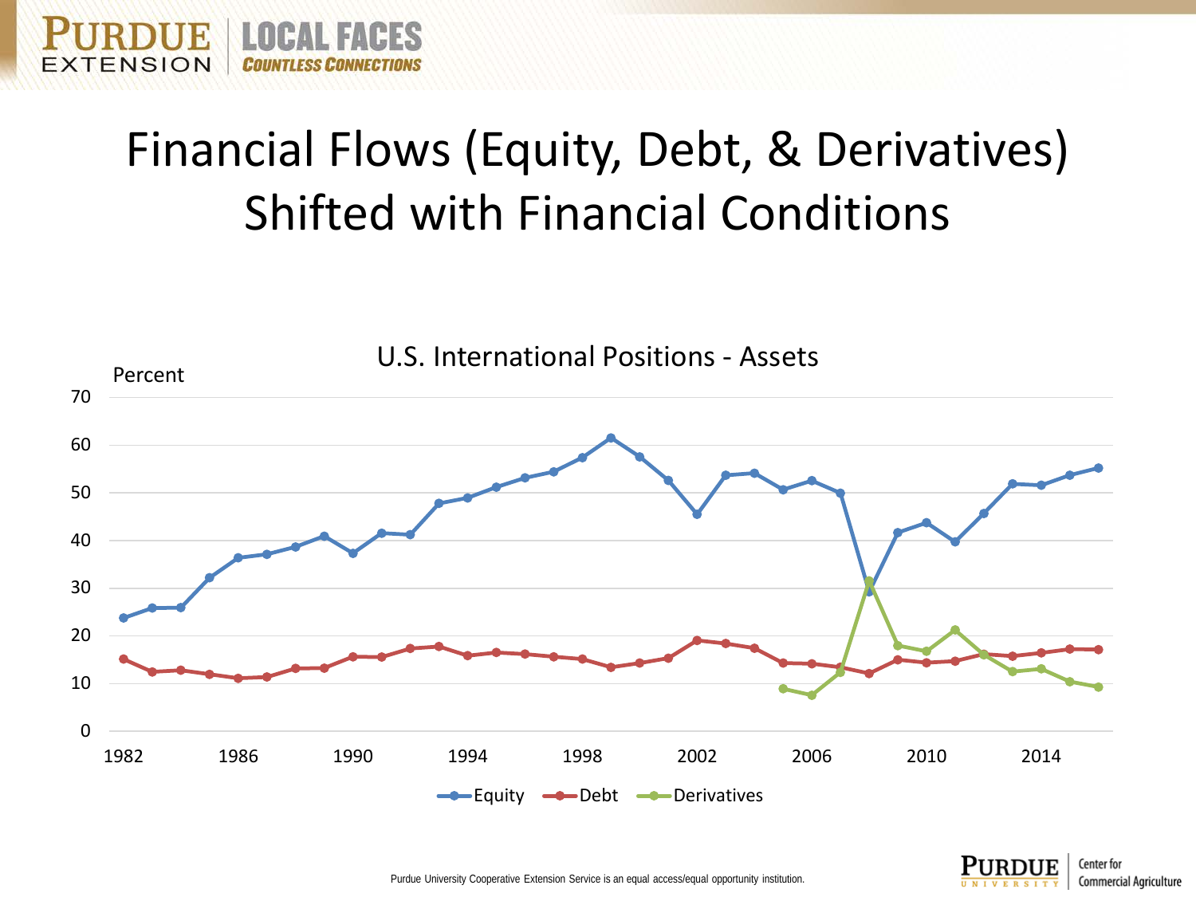# Financial Flows (Equity, Debt, & Derivatives) Shifted with Financial Conditions

U.S. International Positions - Assets

Percent

70
60
50
40
30
20
10
0

1982
1986
1990
1994
1998
2002
2006
2010
2014

Equity
Debt
Derivatives

Purdue University Cooperative Extension Service is an equal access/equal opportunity institution.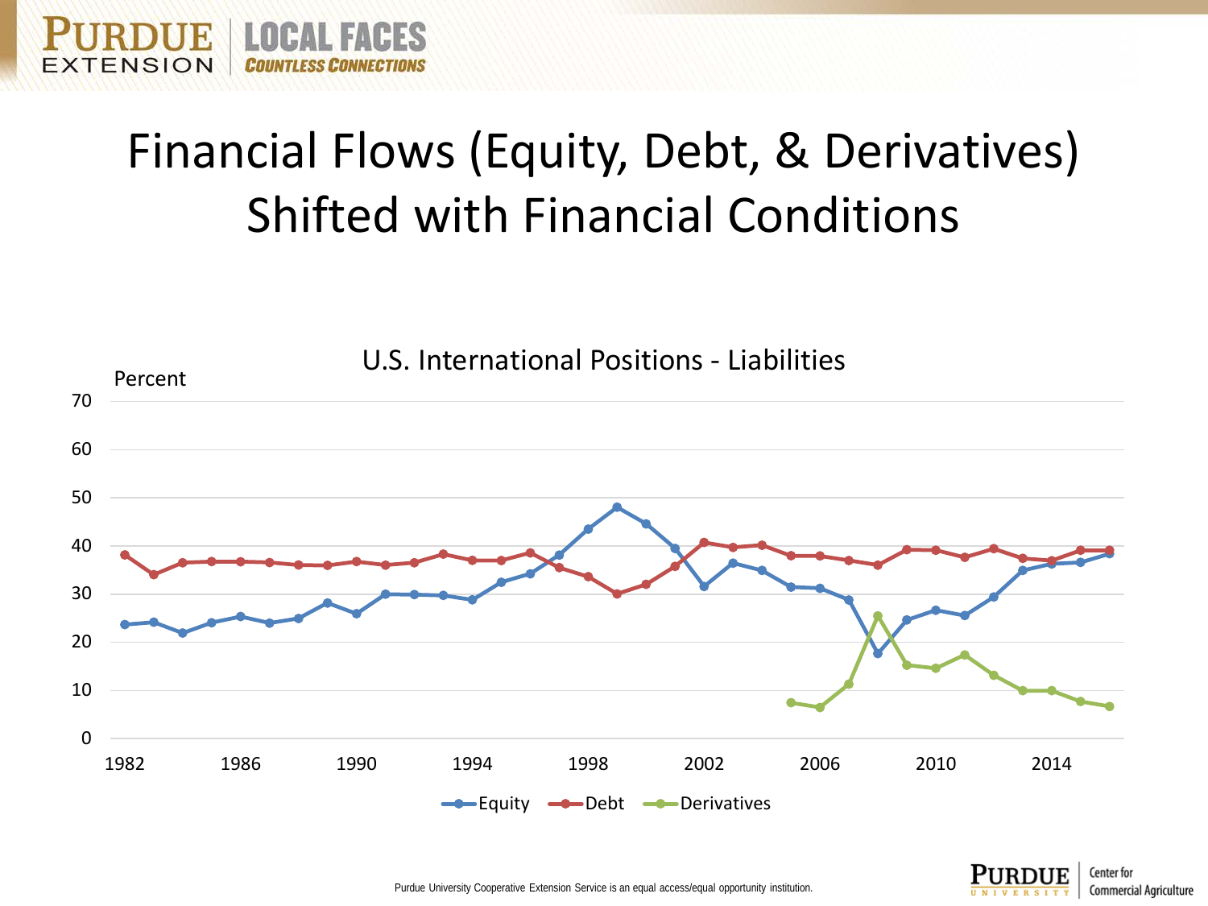# Financial Flows (Equity, Debt, & Derivatives) Shifted with Financial Conditions

U.S. International Positions - Liabilities

Percent

70
60
50
40
30
20
10
0

1982
1986
1990
1994
1998
2002
2006
2010
2014

Equity
Debt
Derivatives

Purdue University Cooperative Extension Service is an equal access/equal opportunity institution.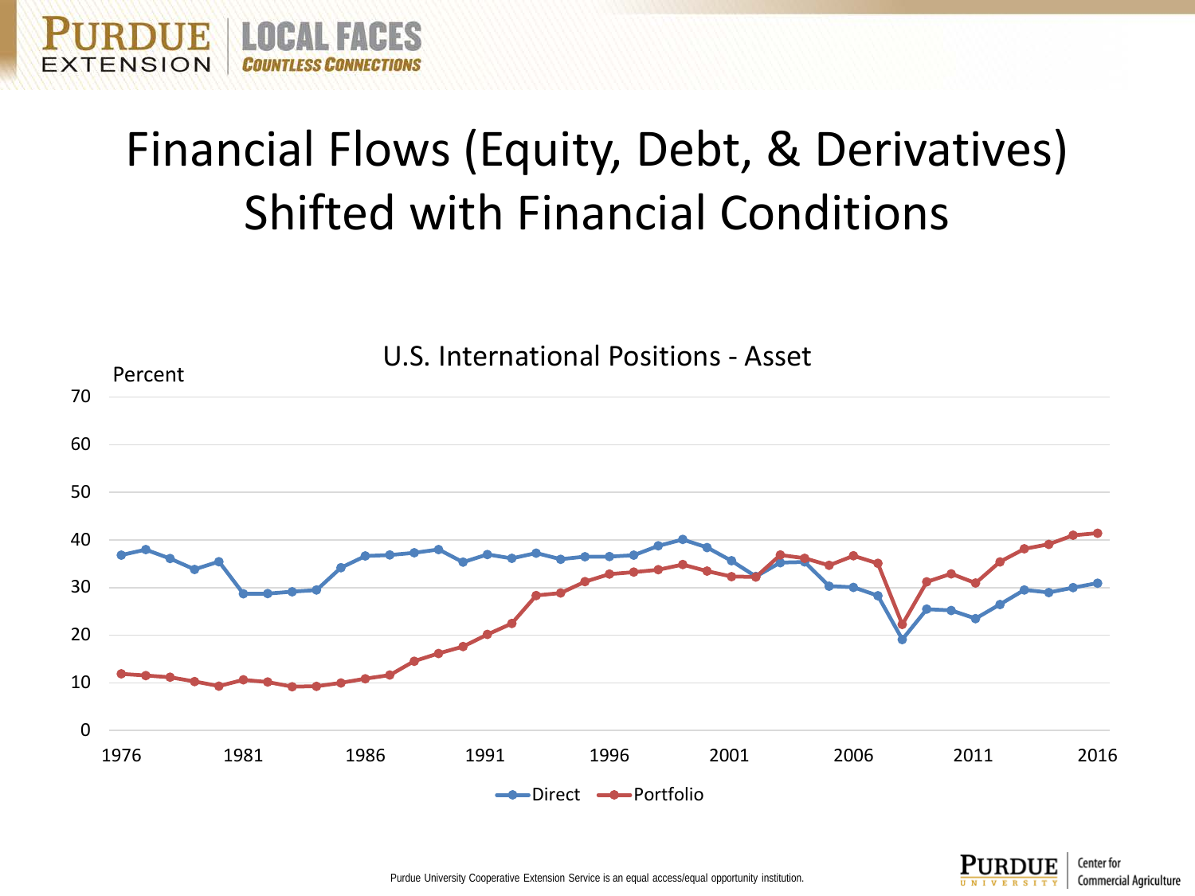# Financial Flows (Equity, Debt, & Derivatives) Shifted with Financial Conditions

U.S. International Positions - Asset

Percent

70
60
50
40
30
20
10
0

1976
1981
1986
1991
1996
2001
2006
2011
2016

Direct
Portfolio

Purdue University Cooperative Extension Service is an equal access/equal opportunity institution.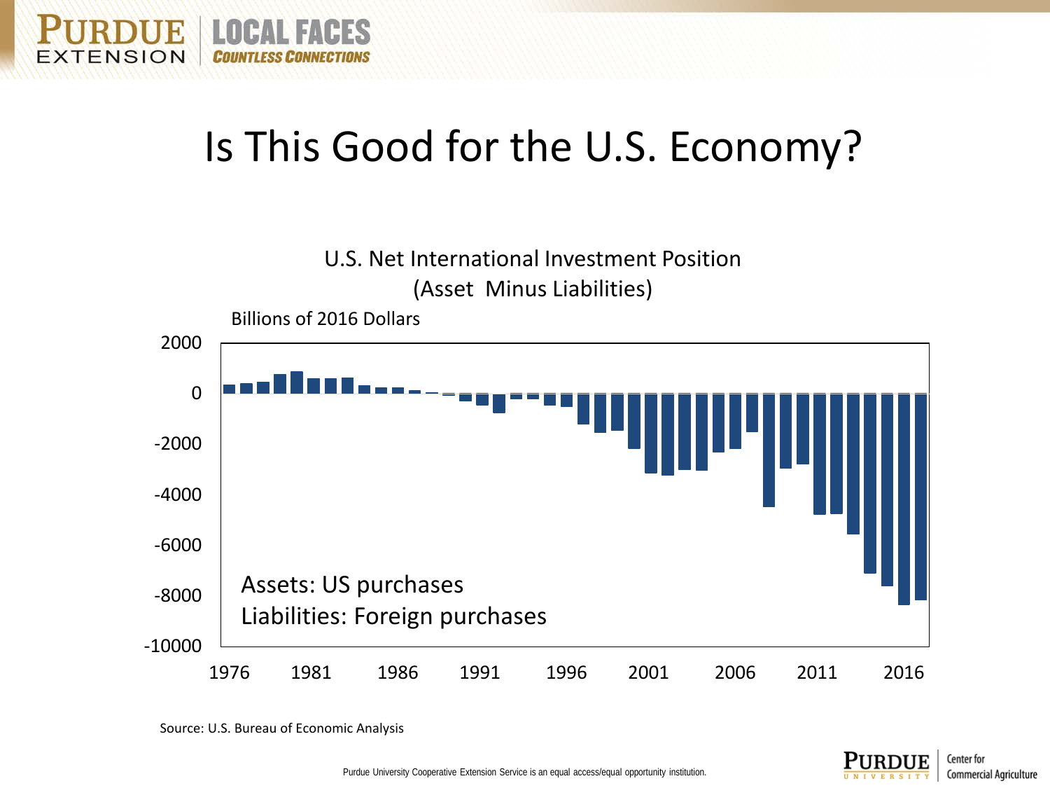# Is This Good for the U.S. Economy?

U.S. Net International Investment Position
(Asset Minus Liabilities)

Billions of 2016 Dollars

2000
0
-2000
-4000
-6000
-8000
-10000

1976
1981
1986
1991
1996
2001
2006
2011
2016

Assets: US purchases
Liabilities: Foreign purchases

Source: U.S. Bureau of Economic Analysis

Purdue University Cooperative Extension Service is an equal access/equal opportunity institution.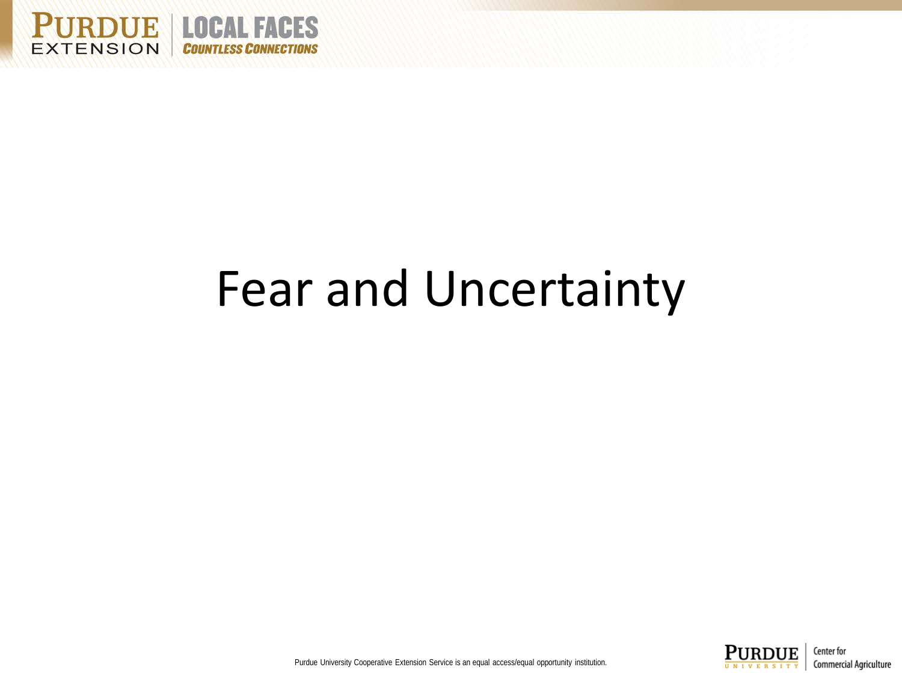# Fear and Uncertainty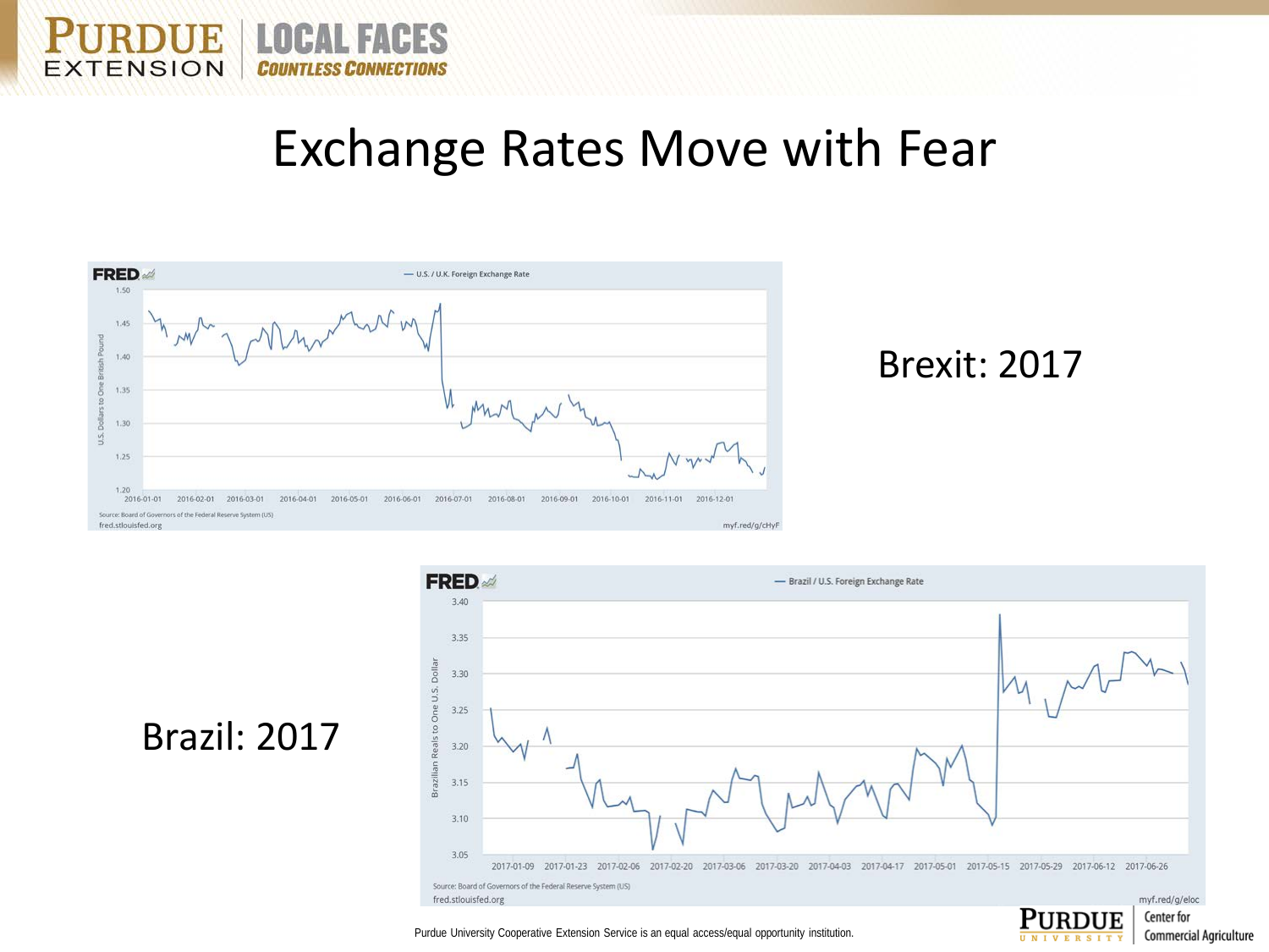# Exchange Rates Move with Fear

**FRED** — U.S. / U.K. Foreign Exchange Rate

U.S. Dollars to One British Pound

1.50, 1.45, 1.40, 1.35, 1.30, 1.25, 1.20

2016-01-01, 2016-02-01, 2016-03-01, 2016-04-01, 2016-05-01, 2016-06-01, 2016-07-01, 2016-08-01, 2016-09-01, 2016-10-01, 2016-11-01, 2016-12-01

Source: Board of Governors of the Federal Reserve System (US)
fred.stlouisfed.org
myf.red/g/cHyF

Brexit: 2017

**FRED** — Brazil / U.S. Foreign Exchange Rate

Brazilian Reals to One U.S. Dollar

3.40, 3.35, 3.30, 3.25, 3.20, 3.15, 3.10, 3.05

2017-01-09, 2017-01-23, 2017-02-06, 2017-02-20, 2017-03-06, 2017-03-20, 2017-04-03, 2017-04-17, 2017-05-01, 2017-05-15, 2017-05-29, 2017-06-12, 2017-06-26

Source: Board of Governors of the Federal Reserve System (US)
fred.stlouisfed.org
myf.red/g/eloc

Brazil: 2017

Purdue University Cooperative Extension Service is an equal access/equal opportunity institution.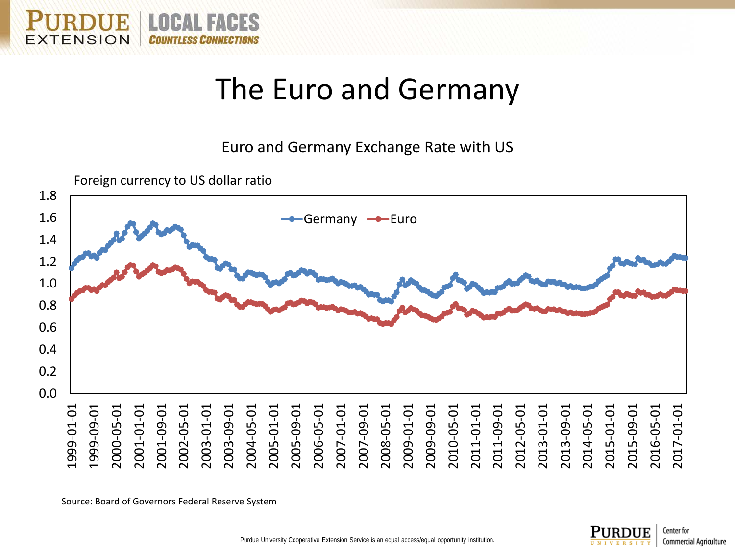# The Euro and Germany

Euro and Germany Exchange Rate with US

Foreign currency to US dollar ratio

1.8
1.6
1.4
1.2
1.0
0.8
0.6
0.4
0.2
0.0

Germany
Euro

1999-01-01
1999-09-01
2000-05-01
2001-01-01
2001-09-01
2002-05-01
2003-01-01
2003-09-01
2004-05-01
2005-01-01
2005-09-01
2006-05-01
2007-01-01
2007-09-01
2008-05-01
2009-01-01
2009-09-01
2010-05-01
2011-01-01
2011-09-01
2012-05-01
2013-01-01
2013-09-01
2014-05-01
2015-01-01
2015-09-01
2016-05-01
2017-01-01

Source: Board of Governors Federal Reserve System

Purdue University Cooperative Extension Service is an equal access/equal opportunity institution.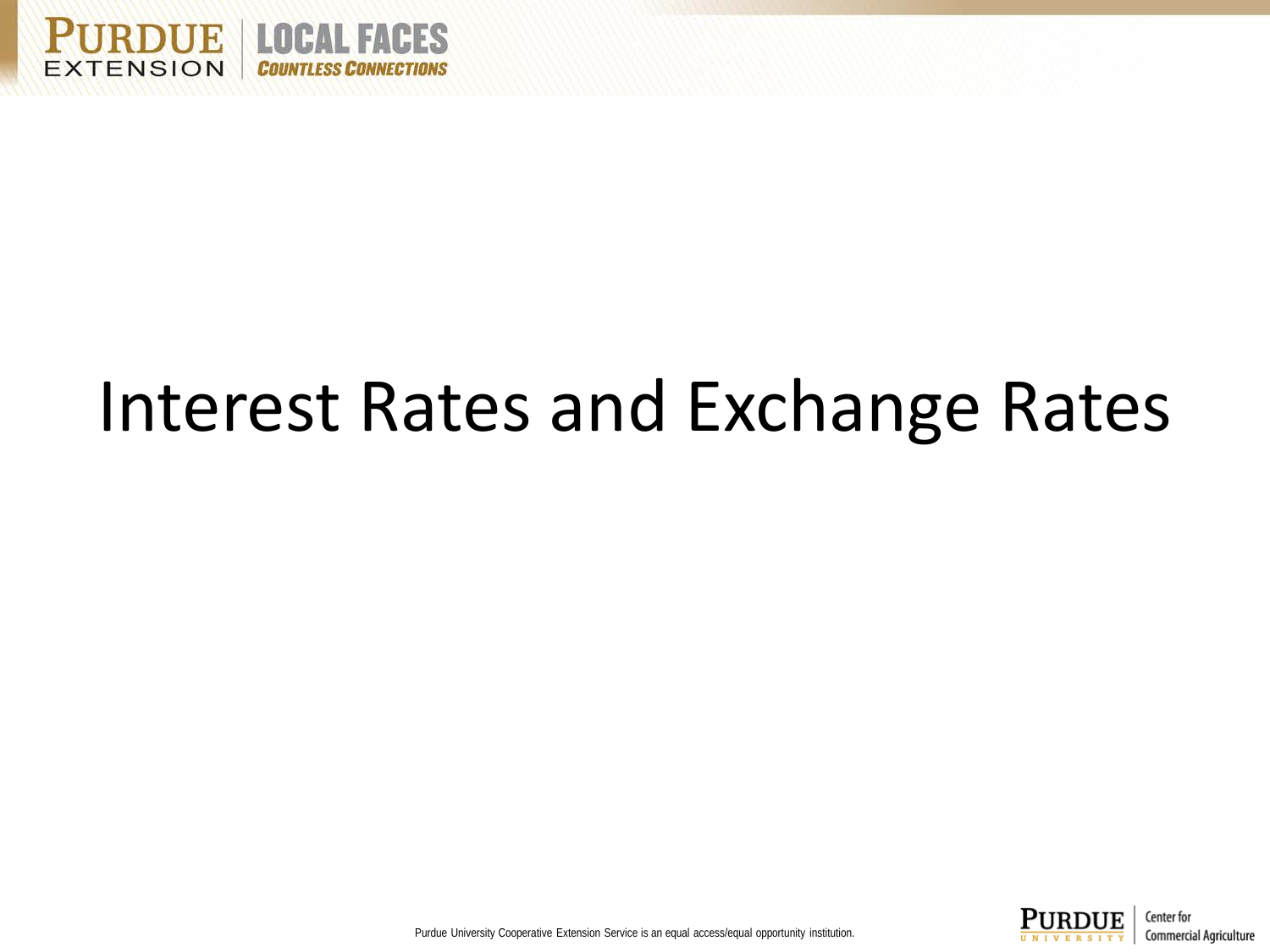# Interest Rates and Exchange Rates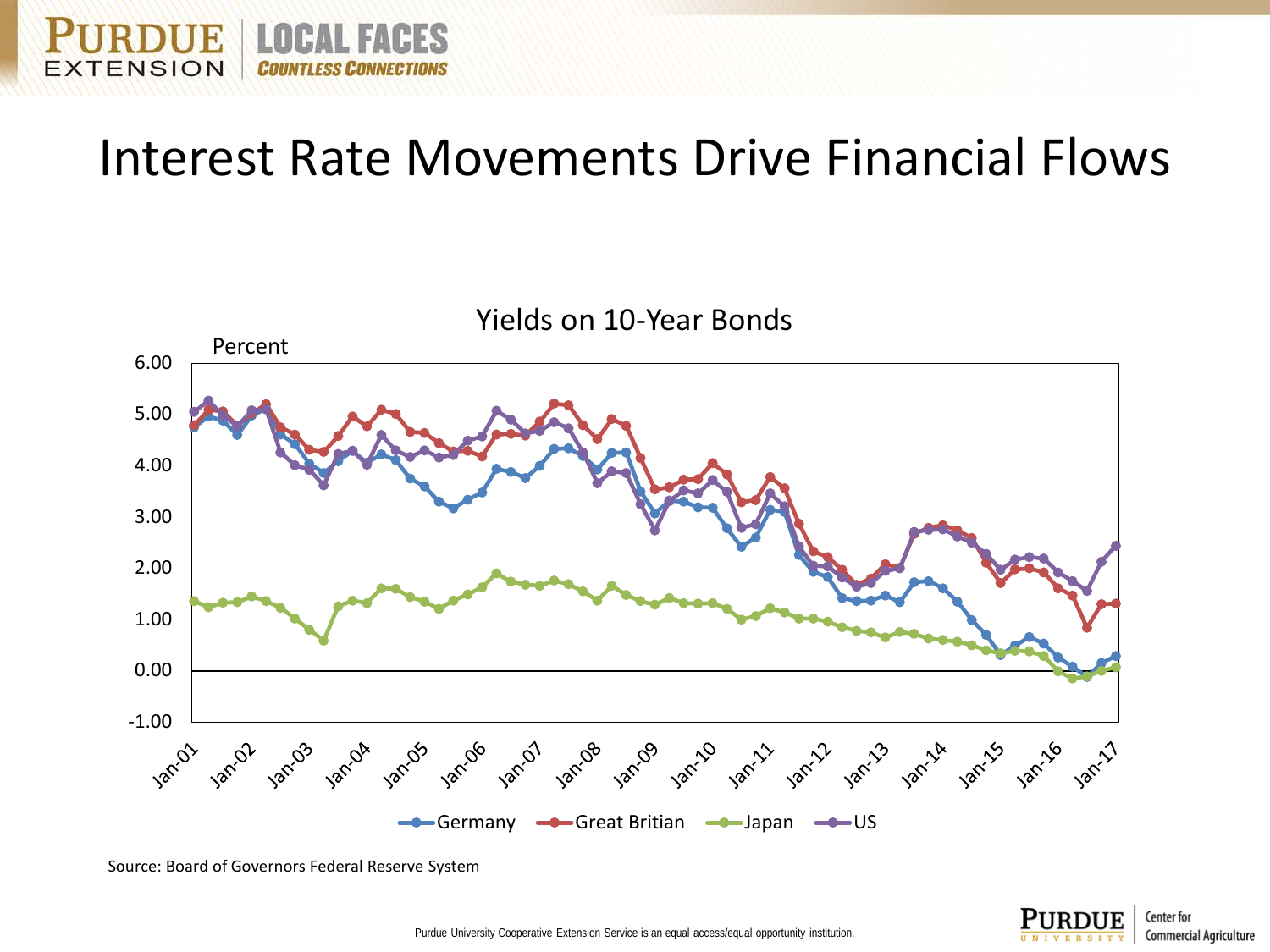# Interest Rate Movements Drive Financial Flows

Yields on 10-Year Bonds

Percent

6.00
5.00
4.00
3.00
2.00
1.00
0.00
-1.00

Jan-01 Jan-02 Jan-03 Jan-04 Jan-05 Jan-06 Jan-07 Jan-08 Jan-09 Jan-10 Jan-11 Jan-12 Jan-13 Jan-14 Jan-15 Jan-16 Jan-17

Germany  Great Britian  Japan  US

Source: Board of Governors Federal Reserve System

Purdue University Cooperative Extension Service is an equal access/equal opportunity institution.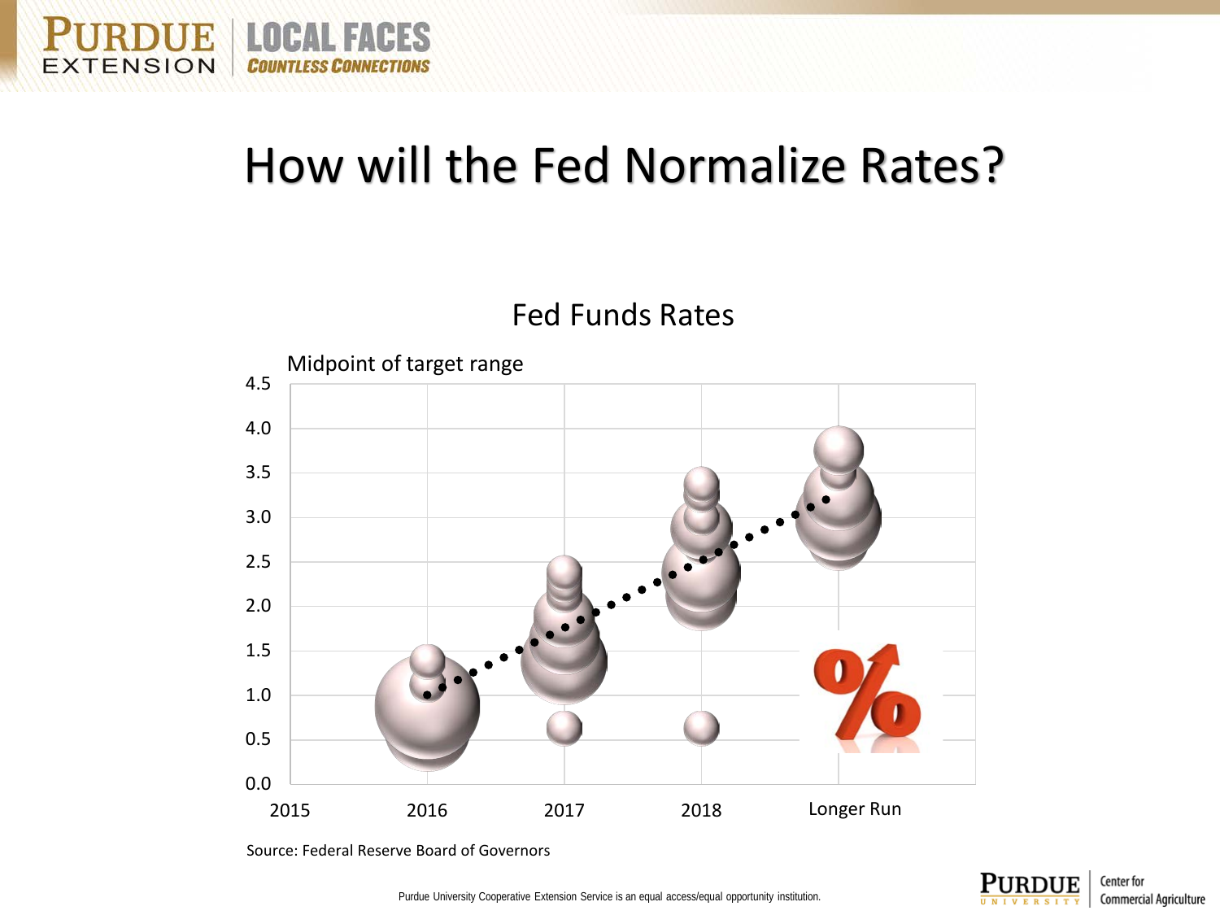# How will the Fed Normalize Rates?

Fed Funds Rates

Midpoint of target range

4.5
4.0
3.5
3.0
2.5
2.0
1.5
1.0
0.5
0.0

2015
2016
2017
2018
Longer Run

Source: Federal Reserve Board of Governors

Purdue University Cooperative Extension Service is an equal access/equal opportunity institution.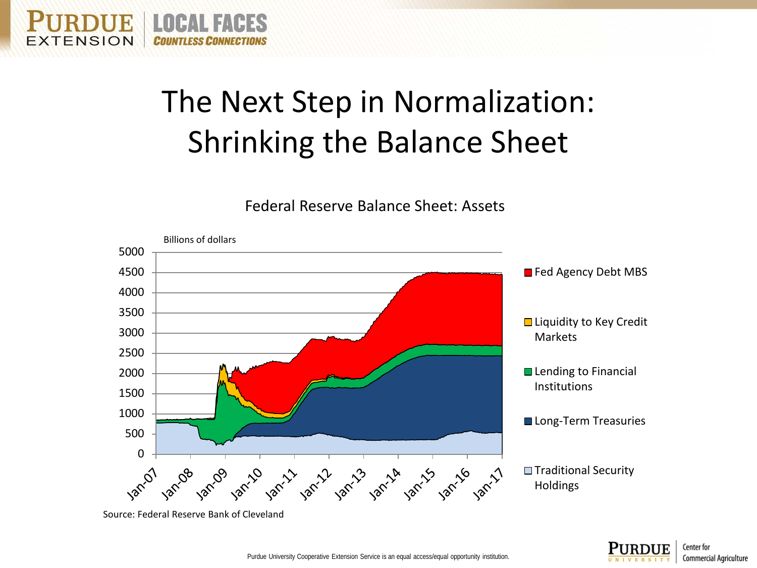# The Next Step in Normalization: Shrinking the Balance Sheet

Federal Reserve Balance Sheet: Assets

Billions of dollars

5000
4500
4000
3500
3000
2500
2000
1500
1000
500
0

Jan-07
Jan-08
Jan-09
Jan-10
Jan-11
Jan-12
Jan-13
Jan-14
Jan-15
Jan-16
Jan-17

Fed Agency Debt MBS

Liquidity to Key Credit Markets

Lending to Financial Institutions

Long-Term Treasuries

Traditional Security Holdings

Source: Federal Reserve Bank of Cleveland

Purdue University Cooperative Extension Service is an equal access/equal opportunity institution.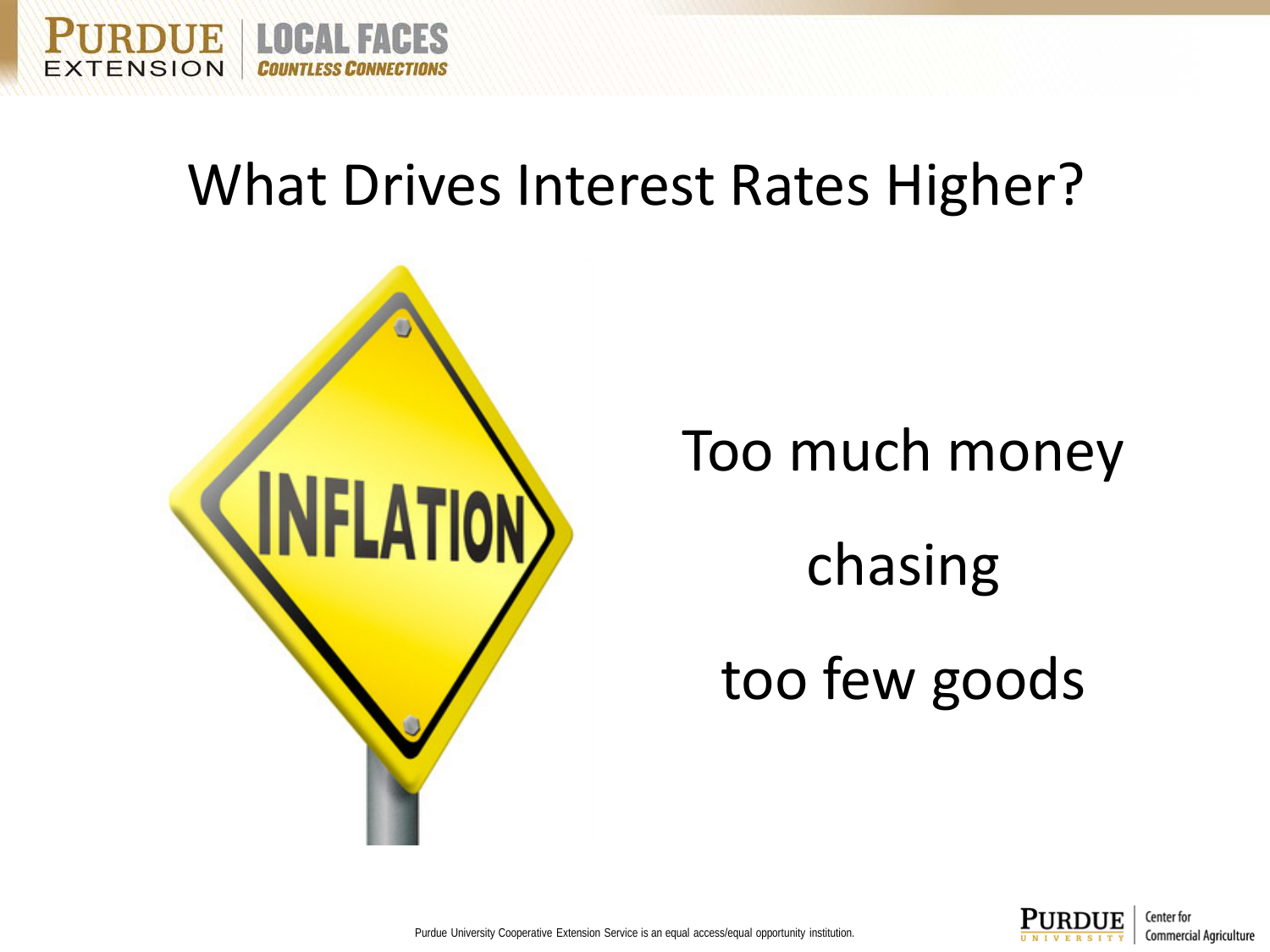# What Drives Interest Rates Higher?

INFLATION

Too much money

chasing

too few goods

Purdue University Cooperative Extension Service is an equal access/equal opportunity institution.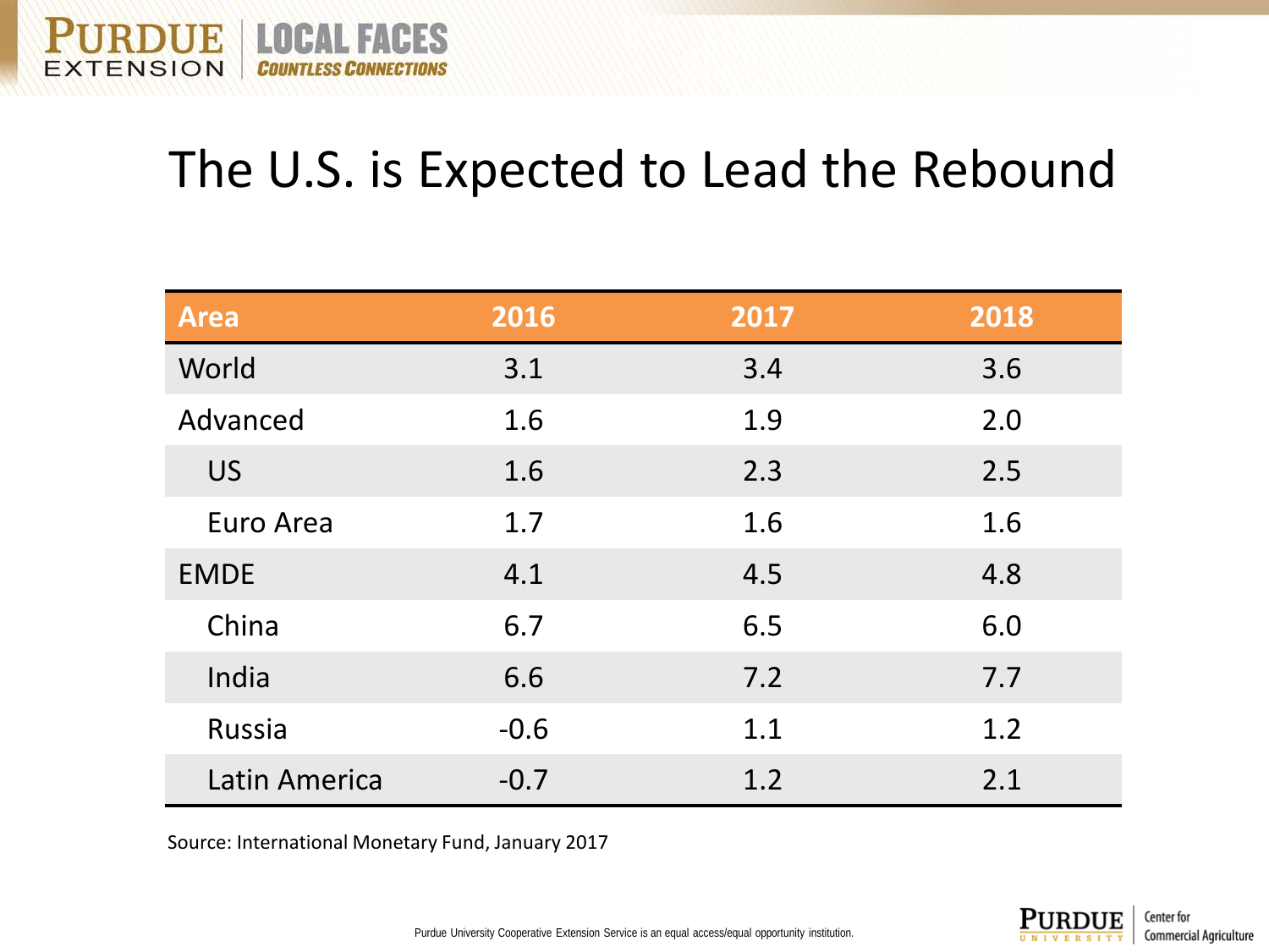# The U.S. is Expected to Lead the Rebound

| Area | 2016 | 2017 | 2018 |
|---|---|---|---|
| World | 3.1 | 3.4 | 3.6 |
| Advanced | 1.6 | 1.9 | 2.0 |
| US | 1.6 | 2.3 | 2.5 |
| Euro Area | 1.7 | 1.6 | 1.6 |
| EMDE | 4.1 | 4.5 | 4.8 |
| China | 6.7 | 6.5 | 6.0 |
| India | 6.6 | 7.2 | 7.7 |
| Russia | -0.6 | 1.1 | 1.2 |
| Latin America | -0.7 | 1.2 | 2.1 |

Source: International Monetary Fund, January 2017

Purdue University Cooperative Extension Service is an equal access/equal opportunity institution.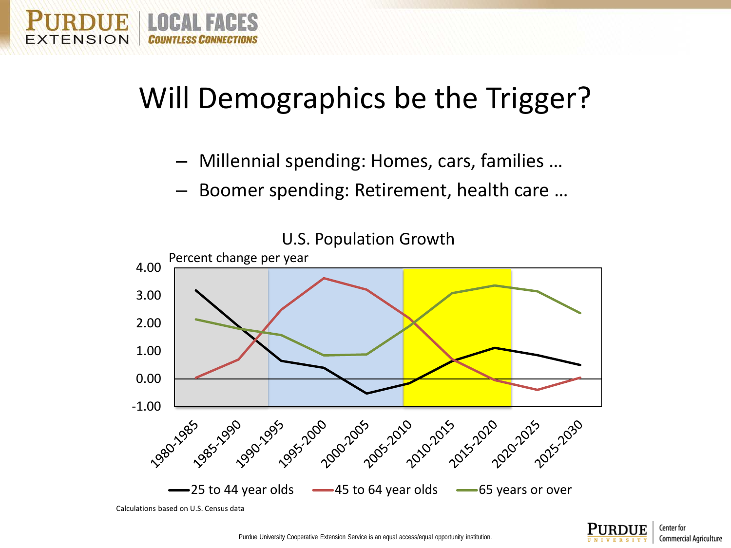# Will Demographics be the Trigger?

- Millennial spending: Homes, cars, families …
- Boomer spending: Retirement, health care …

U.S. Population Growth

Percent change per year

4.00
3.00
2.00
1.00
0.00
-1.00

1980-1985
1985-1990
1990-1995
1995-2000
2000-2005
2005-2010
2010-2015
2015-2020
2020-2025
2025-2030

25 to 44 year olds
45 to 64 year olds
65 years or over

Calculations based on U.S. Census data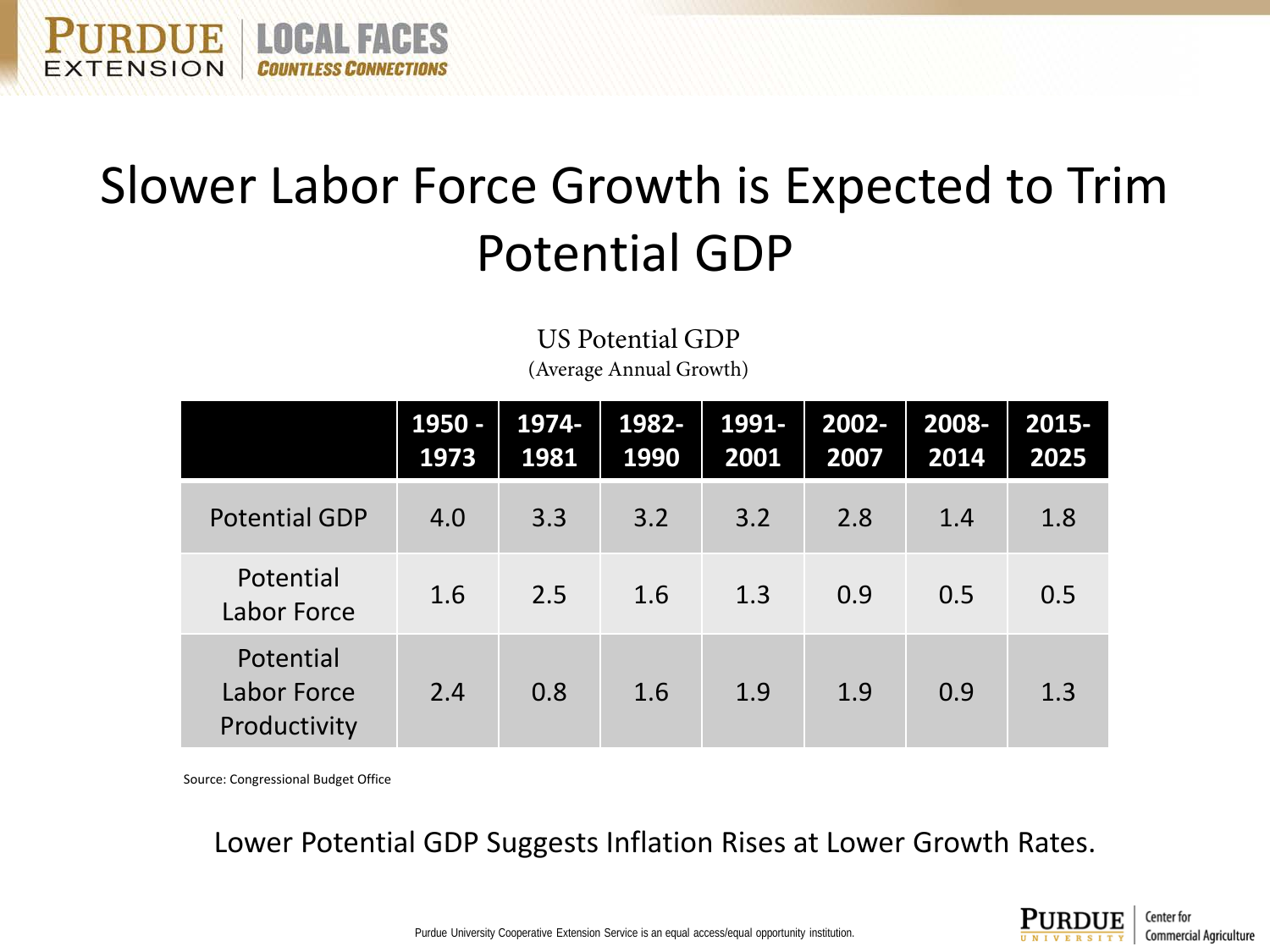# Slower Labor Force Growth is Expected to Trim Potential GDP

US Potential GDP
(Average Annual Growth)

| | 1950 - 1973 | 1974-1981 | 1982-1990 | 1991-2001 | 2002-2007 | 2008-2014 | 2015-2025 |
|---|---|---|---|---|---|---|---|
| Potential GDP | 4.0 | 3.3 | 3.2 | 3.2 | 2.8 | 1.4 | 1.8 |
| Potential Labor Force | 1.6 | 2.5 | 1.6 | 1.3 | 0.9 | 0.5 | 0.5 |
| Potential Labor Force Productivity | 2.4 | 0.8 | 1.6 | 1.9 | 1.9 | 0.9 | 1.3 |

Source: Congressional Budget Office

Lower Potential GDP Suggests Inflation Rises at Lower Growth Rates.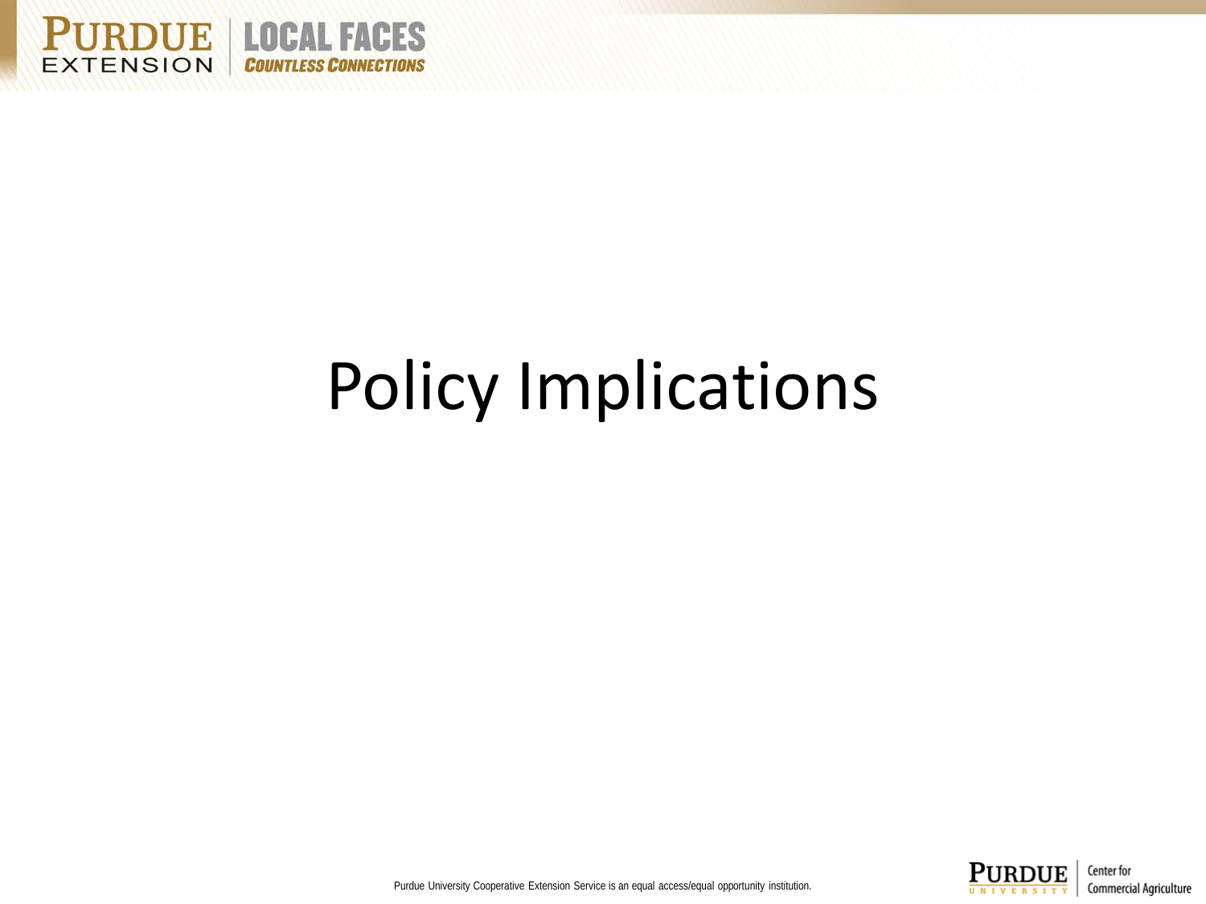# Policy Implications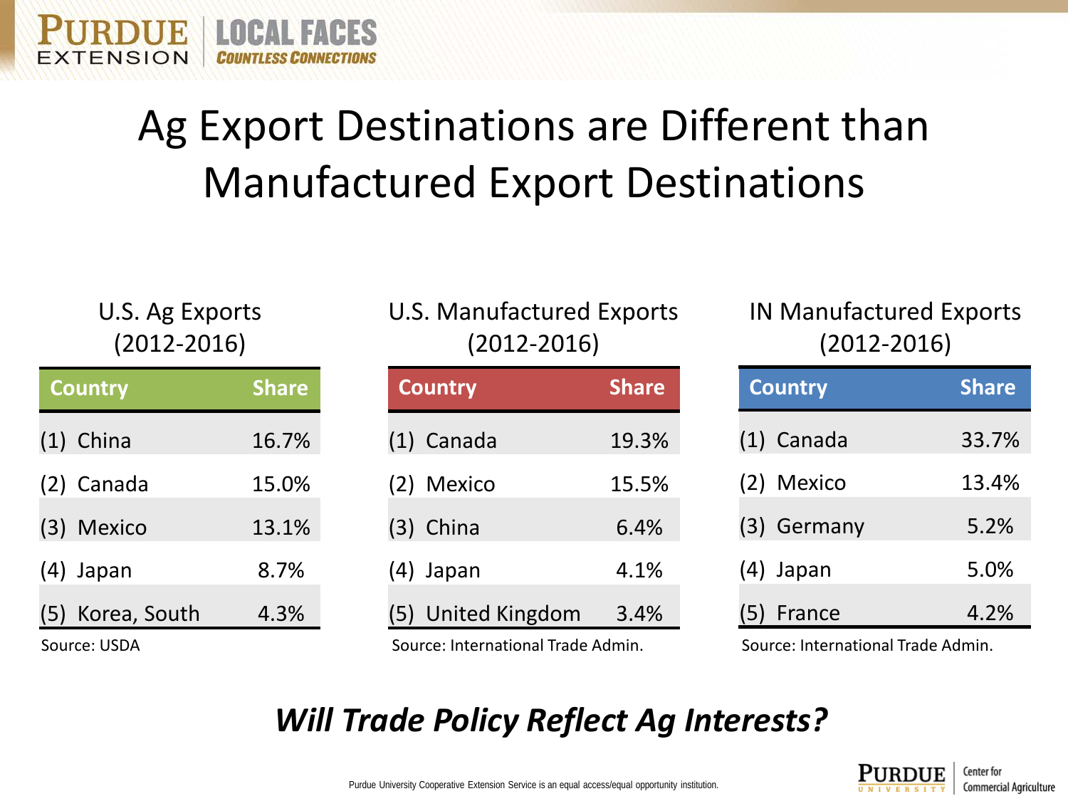# Ag Export Destinations are Different than Manufactured Export Destinations

### U.S. Ag Exports (2012-2016)

| Country | Share |
|---|---|
| (1) China | 16.7% |
| (2) Canada | 15.0% |
| (3) Mexico | 13.1% |
| (4) Japan | 8.7% |
| (5) Korea, South | 4.3% |

Source: USDA

### U.S. Manufactured Exports (2012-2016)

| Country | Share |
|---|---|
| (1) Canada | 19.3% |
| (2) Mexico | 15.5% |
| (3) China | 6.4% |
| (4) Japan | 4.1% |
| (5) United Kingdom | 3.4% |

Source: International Trade Admin.

### IN Manufactured Exports (2012-2016)

| Country | Share |
|---|---|
| (1) Canada | 33.7% |
| (2) Mexico | 13.4% |
| (3) Germany | 5.2% |
| (4) Japan | 5.0% |
| (5) France | 4.2% |

Source: International Trade Admin.

***Will Trade Policy Reflect Ag Interests?***

Purdue University Cooperative Extension Service is an equal access/equal opportunity institution.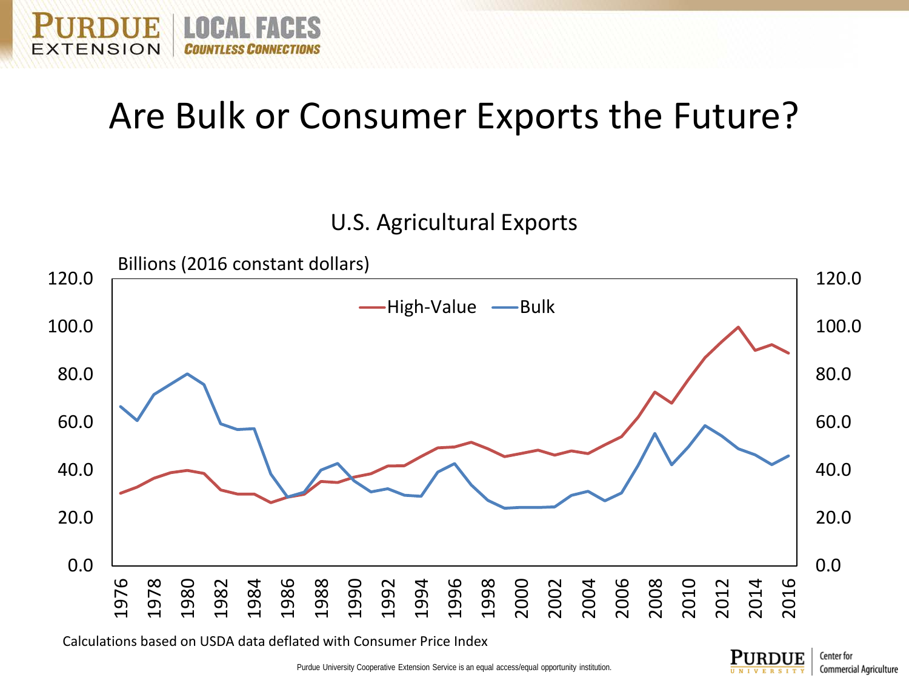# Are Bulk or Consumer Exports the Future?

U.S. Agricultural Exports

Billions (2016 constant dollars)

High-Value
Bulk

120.0
100.0
80.0
60.0
40.0
20.0
0.0

1976
1978
1980
1982
1984
1986
1988
1990
1992
1994
1996
1998
2000
2002
2004
2006
2008
2010
2012
2014
2016

Calculations based on USDA data deflated with Consumer Price Index

Purdue University Cooperative Extension Service is an equal access/equal opportunity institution.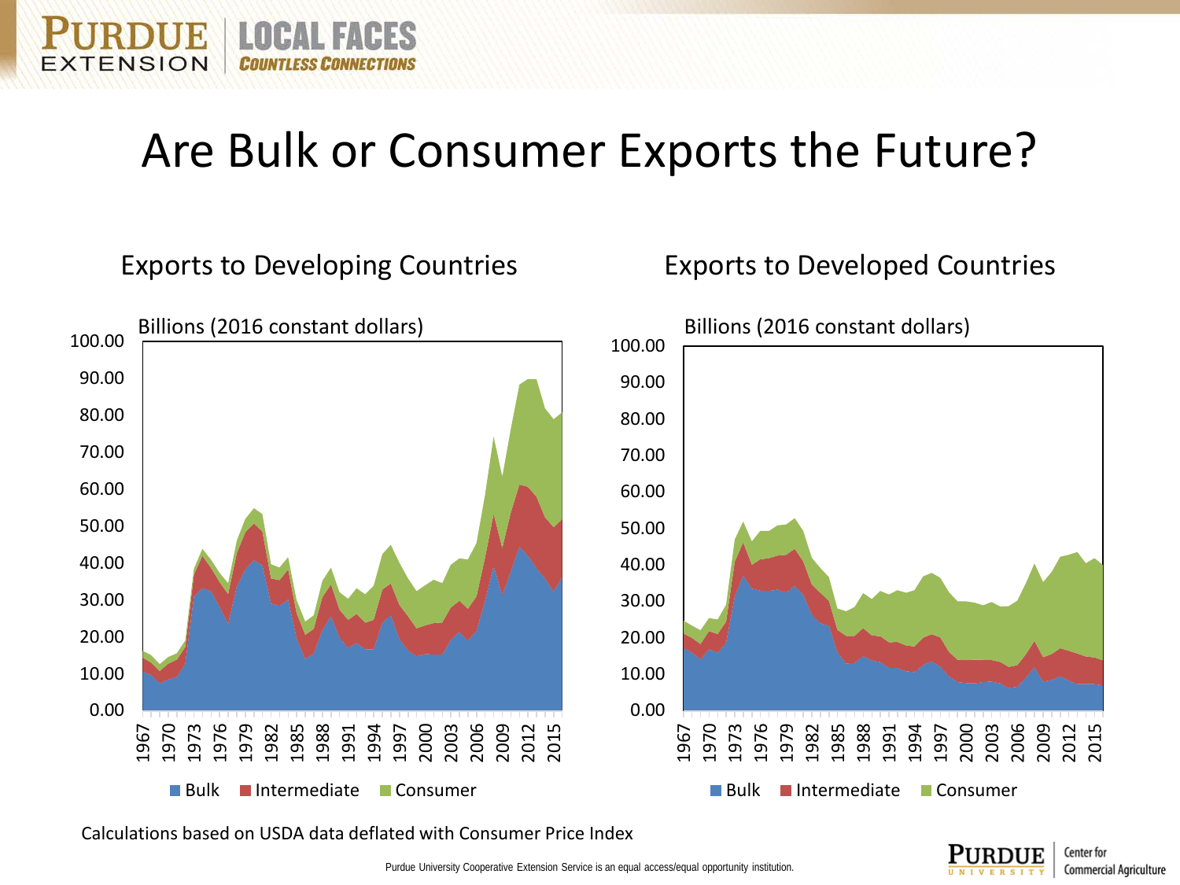# Are Bulk or Consumer Exports the Future?

Exports to Developing Countries

Billions (2016 constant dollars)

100.00
90.00
80.00
70.00
60.00
50.00
40.00
30.00
20.00
10.00
0.00

1967 1970 1973 1976 1979 1982 1985 1988 1991 1994 1997 2000 2003 2006 2009 2012 2015

Bulk Intermediate Consumer

Exports to Developed Countries

Billions (2016 constant dollars)

100.00
90.00
80.00
70.00
60.00
50.00
40.00
30.00
20.00
10.00
0.00

1967 1970 1973 1976 1979 1982 1985 1988 1991 1994 1997 2000 2003 2006 2009 2012 2015

Bulk Intermediate Consumer

Calculations based on USDA data deflated with Consumer Price Index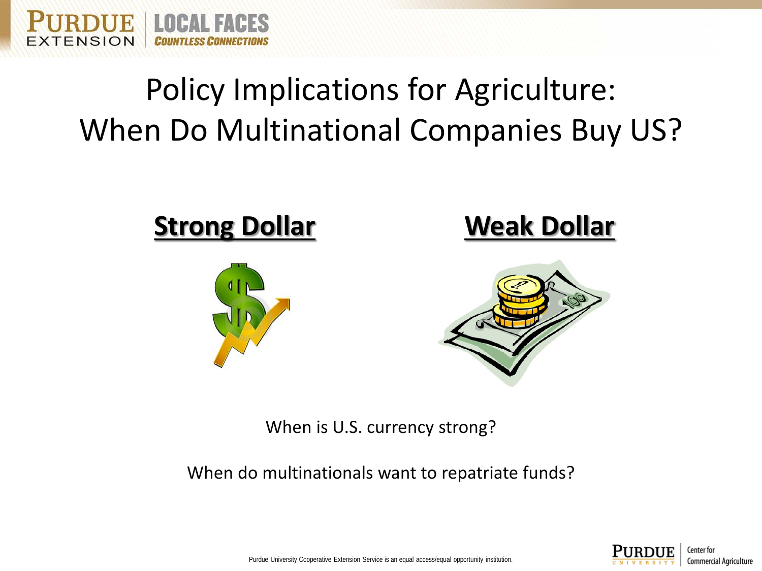# Policy Implications for Agriculture: When Do Multinational Companies Buy US?

**Strong Dollar**

**Weak Dollar**

When is U.S. currency strong?

When do multinationals want to repatriate funds?

Purdue University Cooperative Extension Service is an equal access/equal opportunity institution.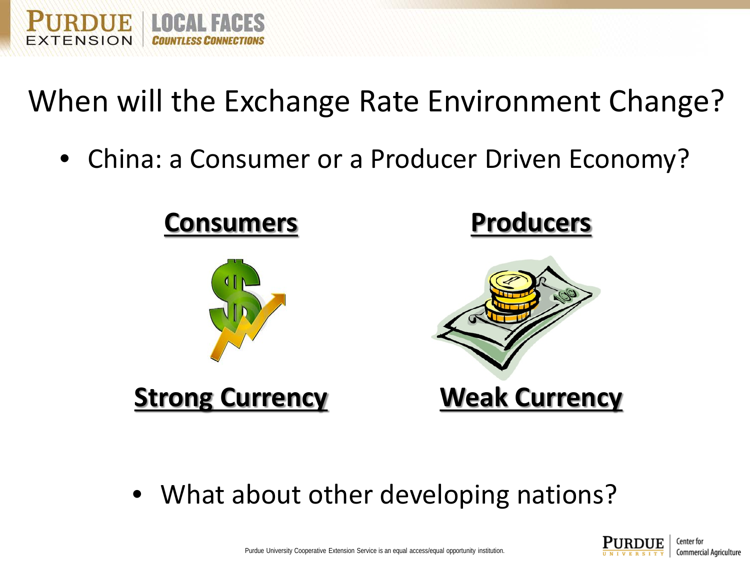# When will the Exchange Rate Environment Change?

- China: a Consumer or a Producer Driven Economy?

| **Consumers** | **Producers** |
| --- | --- |
| **Strong Currency** | **Weak Currency** |

- What about other developing nations?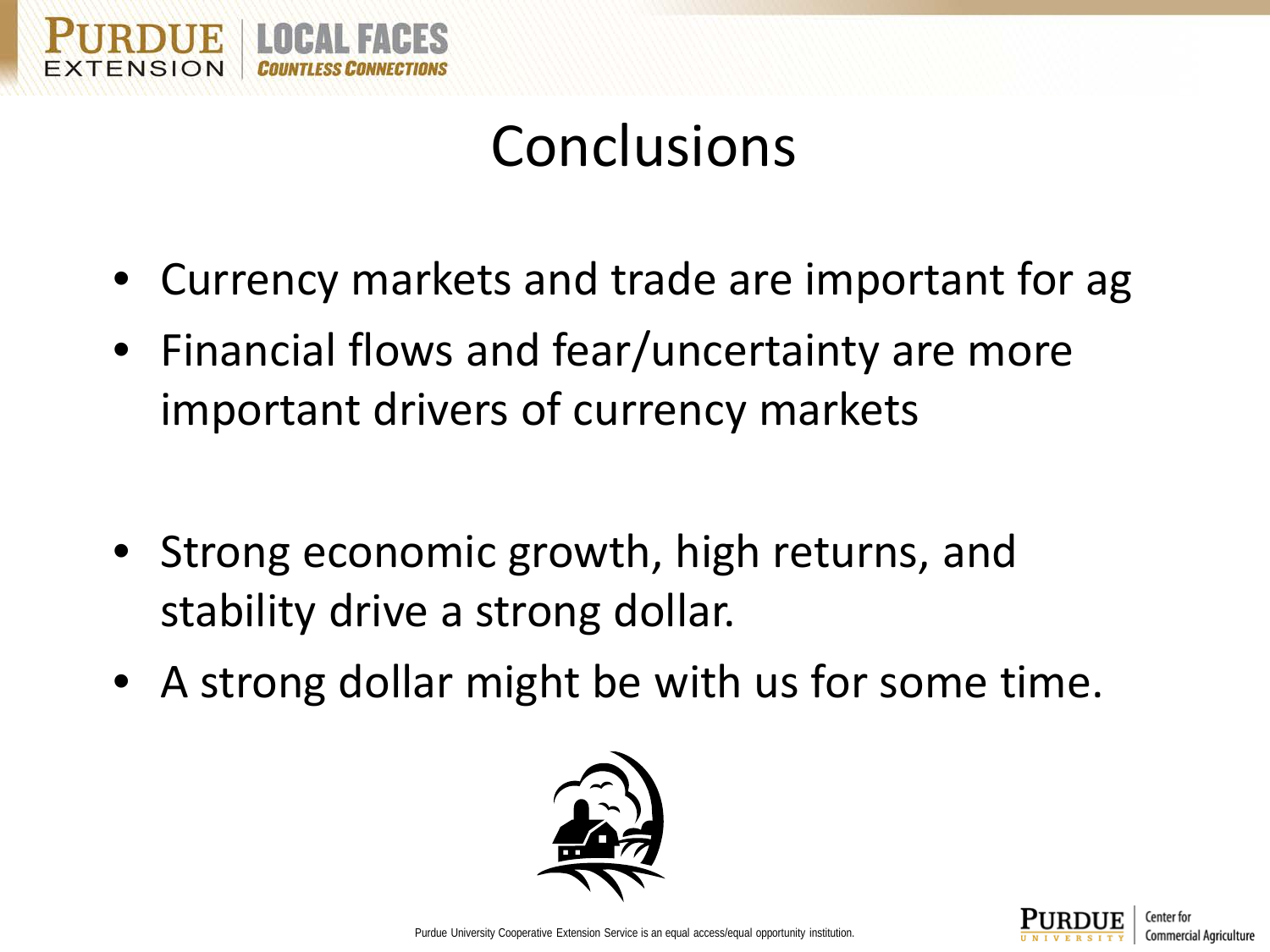# Conclusions

- Currency markets and trade are important for ag
- Financial flows and fear/uncertainty are more important drivers of currency markets

- Strong economic growth, high returns, and stability drive a strong dollar.
- A strong dollar might be with us for some time.